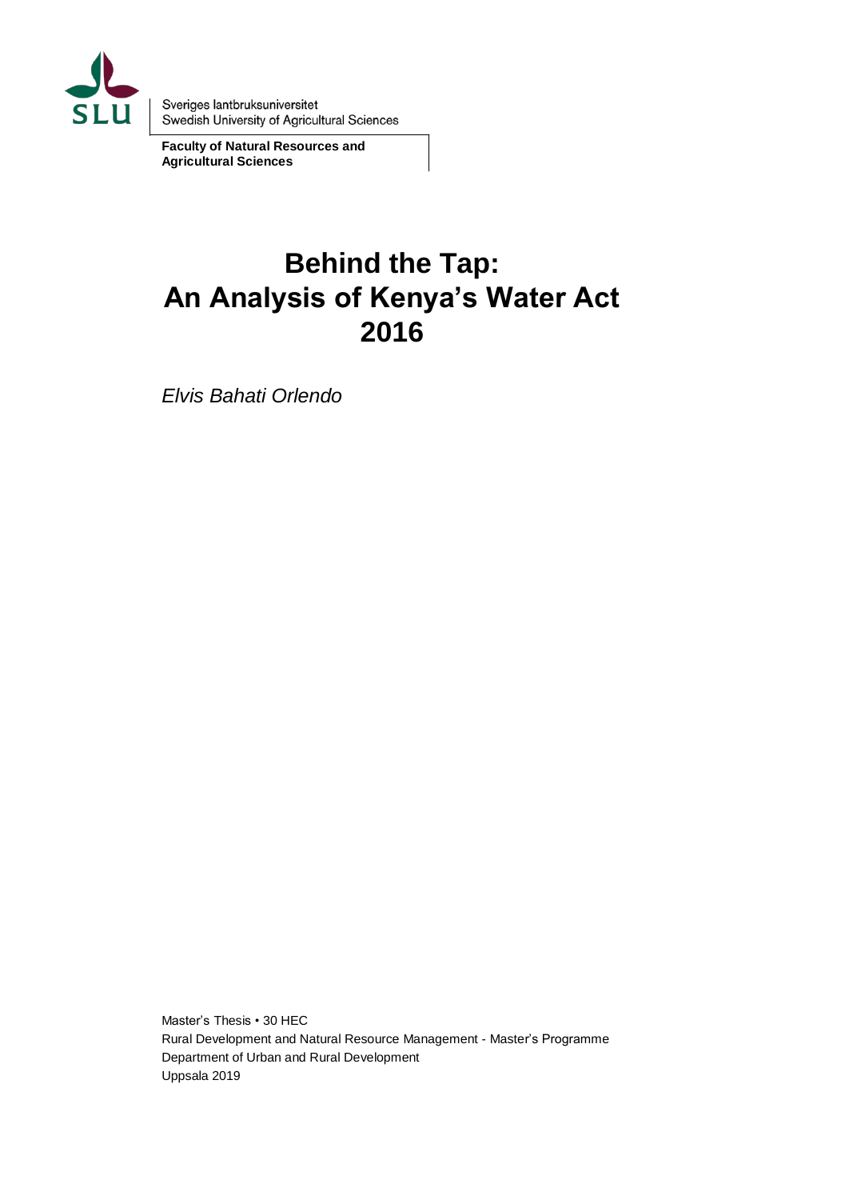Sveriges lantbruksuniversitet
Swedish University of Agricultural Sciences

**Faculty of Natural Resources and Agricultural Sciences**

# Behind the Tap: An Analysis of Kenya's Water Act 2016

*Elvis Bahati Orlendo*

Master's Thesis • 30 HEC
Rural Development and Natural Resource Management - Master's Programme
Department of Urban and Rural Development
Uppsala 2019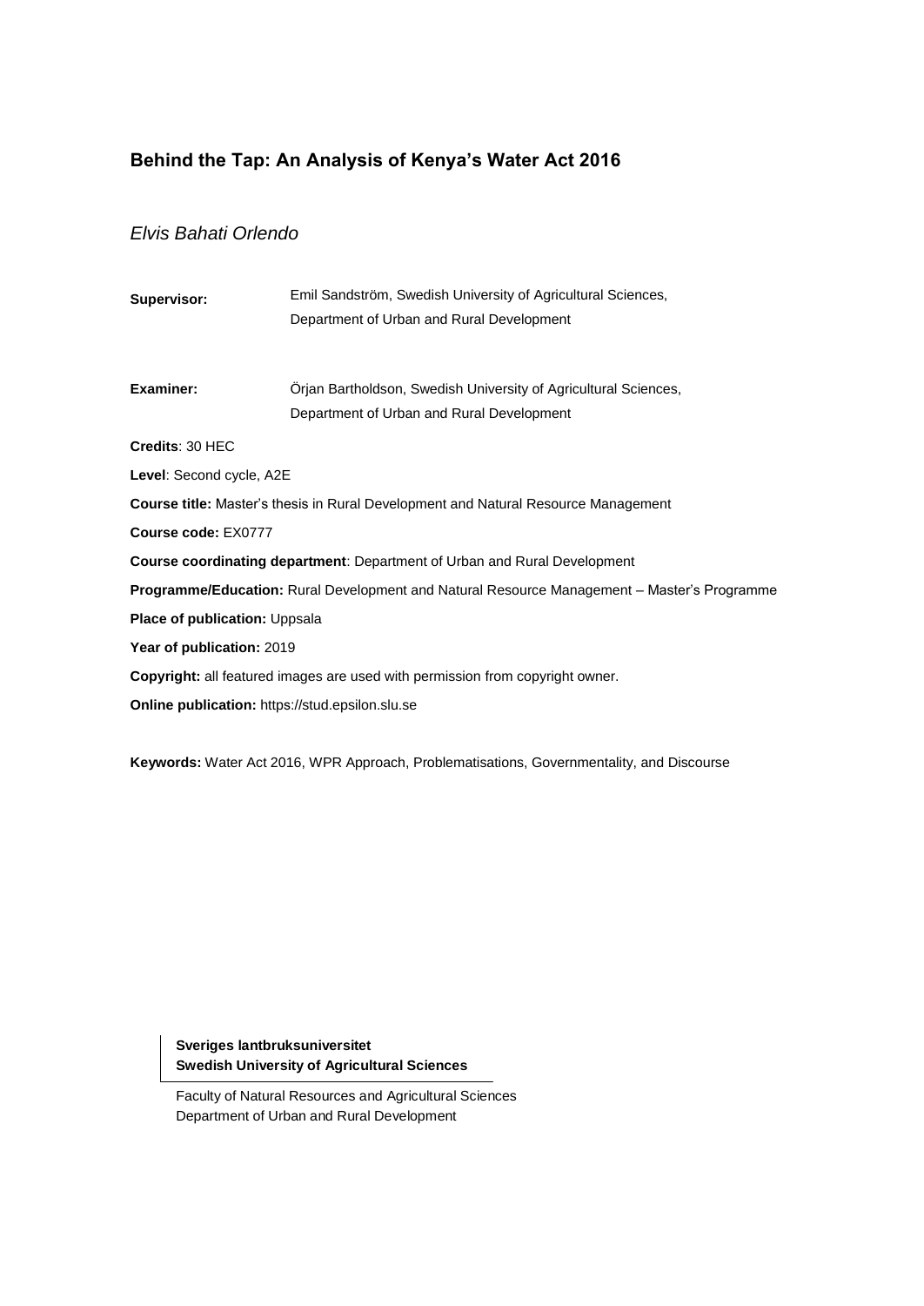## Behind the Tap: An Analysis of Kenya's Water Act 2016

*Elvis Bahati Orlendo*

**Supervisor:** Emil Sandström, Swedish University of Agricultural Sciences, Department of Urban and Rural Development

**Examiner:** Örjan Bartholdson, Swedish University of Agricultural Sciences, Department of Urban and Rural Development

**Credits**: 30 HEC

**Level**: Second cycle, A2E

**Course title:** Master's thesis in Rural Development and Natural Resource Management

**Course code:** EX0777

**Course coordinating department**: Department of Urban and Rural Development

**Programme/Education:** Rural Development and Natural Resource Management – Master's Programme

**Place of publication:** Uppsala

**Year of publication:** 2019

**Copyright:** all featured images are used with permission from copyright owner.

**Online publication:** https://stud.epsilon.slu.se

**Keywords:** Water Act 2016, WPR Approach, Problematisations, Governmentality, and Discourse

**Sveriges lantbruksuniversitet**
**Swedish University of Agricultural Sciences**

Faculty of Natural Resources and Agricultural Sciences
Department of Urban and Rural Development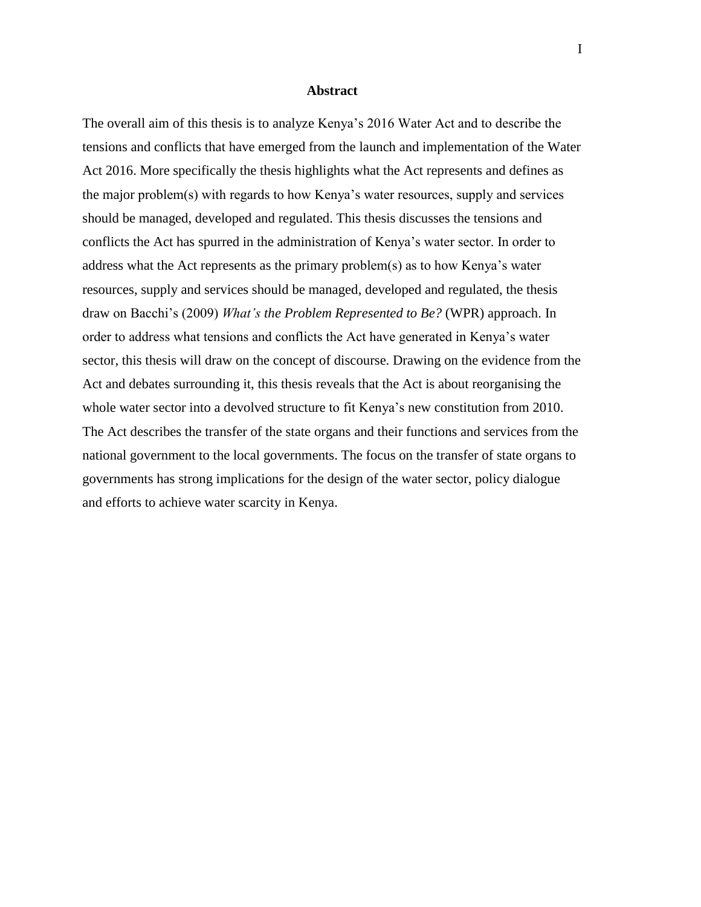## Abstract

The overall aim of this thesis is to analyze Kenya's 2016 Water Act and to describe the tensions and conflicts that have emerged from the launch and implementation of the Water Act 2016. More specifically the thesis highlights what the Act represents and defines as the major problem(s) with regards to how Kenya's water resources, supply and services should be managed, developed and regulated. This thesis discusses the tensions and conflicts the Act has spurred in the administration of Kenya's water sector. In order to address what the Act represents as the primary problem(s) as to how Kenya's water resources, supply and services should be managed, developed and regulated, the thesis draw on Bacchi's (2009) *What's the Problem Represented to Be?* (WPR) approach. In order to address what tensions and conflicts the Act have generated in Kenya's water sector, this thesis will draw on the concept of discourse. Drawing on the evidence from the Act and debates surrounding it, this thesis reveals that the Act is about reorganising the whole water sector into a devolved structure to fit Kenya's new constitution from 2010. The Act describes the transfer of the state organs and their functions and services from the national government to the local governments. The focus on the transfer of state organs to governments has strong implications for the design of the water sector, policy dialogue and efforts to achieve water scarcity in Kenya.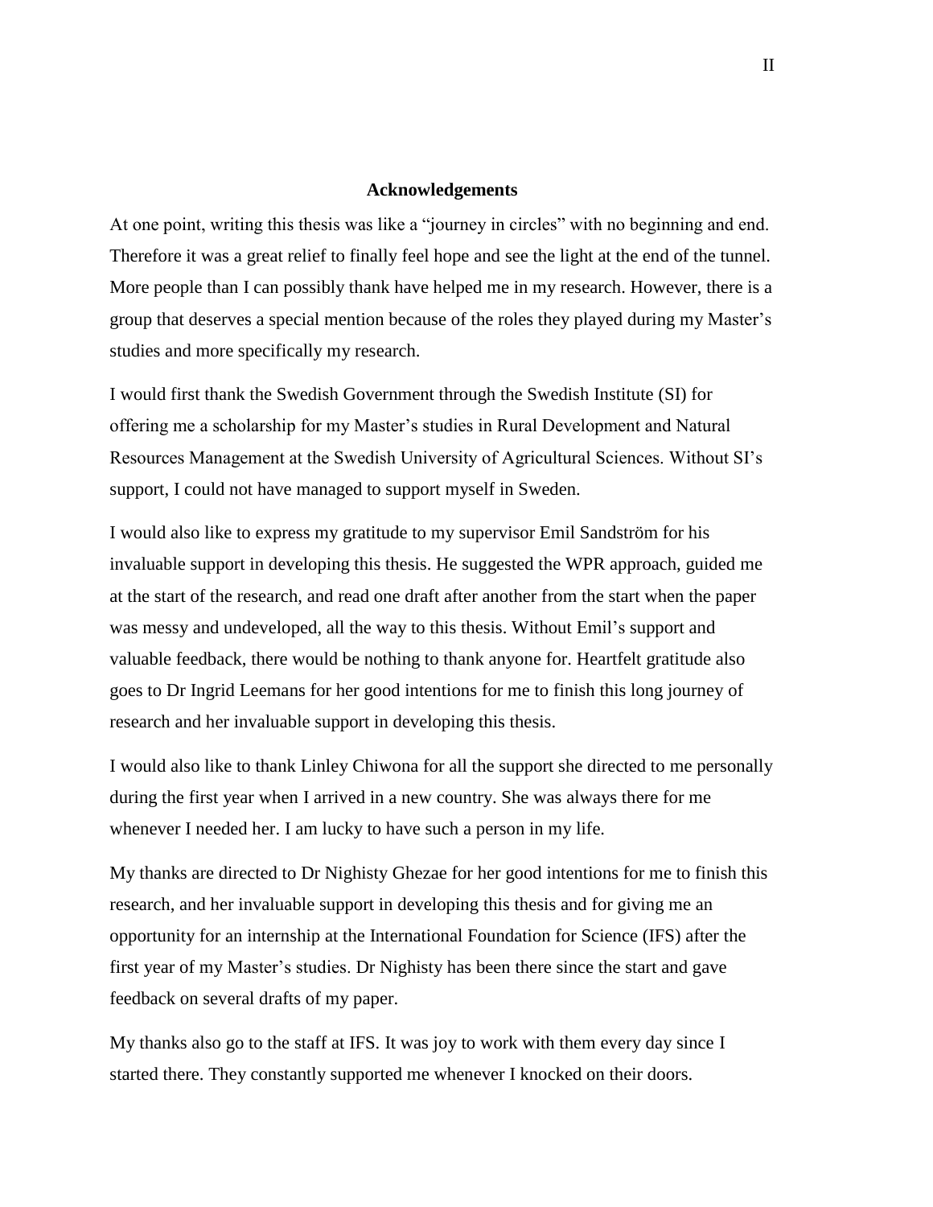## Acknowledgements

At one point, writing this thesis was like a "journey in circles" with no beginning and end. Therefore it was a great relief to finally feel hope and see the light at the end of the tunnel. More people than I can possibly thank have helped me in my research. However, there is a group that deserves a special mention because of the roles they played during my Master's studies and more specifically my research.

I would first thank the Swedish Government through the Swedish Institute (SI) for offering me a scholarship for my Master's studies in Rural Development and Natural Resources Management at the Swedish University of Agricultural Sciences. Without SI's support, I could not have managed to support myself in Sweden.

I would also like to express my gratitude to my supervisor Emil Sandström for his invaluable support in developing this thesis. He suggested the WPR approach, guided me at the start of the research, and read one draft after another from the start when the paper was messy and undeveloped, all the way to this thesis. Without Emil's support and valuable feedback, there would be nothing to thank anyone for. Heartfelt gratitude also goes to Dr Ingrid Leemans for her good intentions for me to finish this long journey of research and her invaluable support in developing this thesis.

I would also like to thank Linley Chiwona for all the support she directed to me personally during the first year when I arrived in a new country. She was always there for me whenever I needed her. I am lucky to have such a person in my life.

My thanks are directed to Dr Nighisty Ghezae for her good intentions for me to finish this research, and her invaluable support in developing this thesis and for giving me an opportunity for an internship at the International Foundation for Science (IFS) after the first year of my Master's studies. Dr Nighisty has been there since the start and gave feedback on several drafts of my paper.

My thanks also go to the staff at IFS. It was joy to work with them every day since I started there. They constantly supported me whenever I knocked on their doors.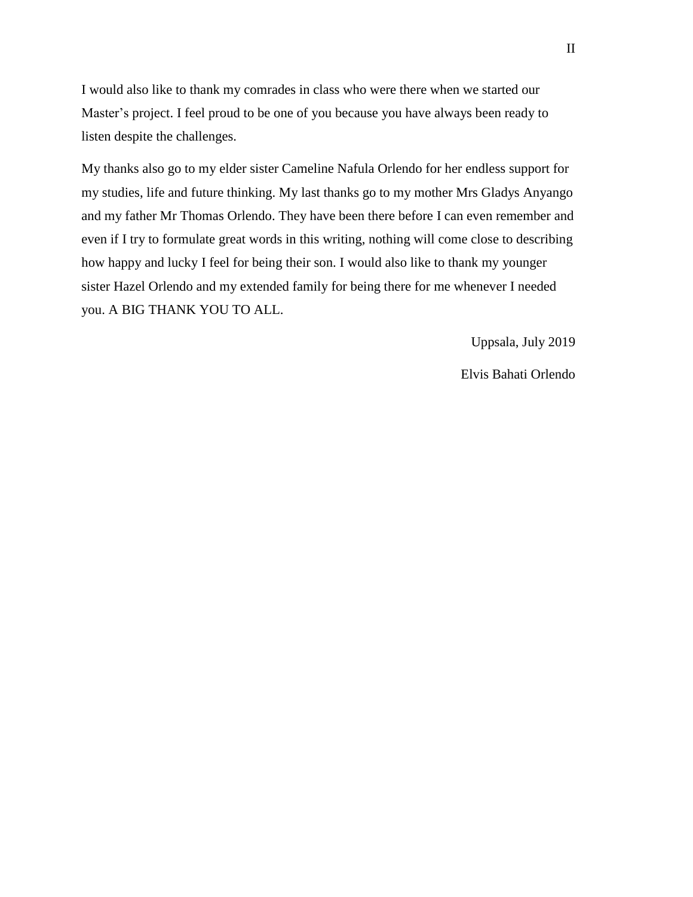I would also like to thank my comrades in class who were there when we started our Master’s project. I feel proud to be one of you because you have always been ready to listen despite the challenges.

My thanks also go to my elder sister Cameline Nafula Orlendo for her endless support for my studies, life and future thinking. My last thanks go to my mother Mrs Gladys Anyango and my father Mr Thomas Orlendo. They have been there before I can even remember and even if I try to formulate great words in this writing, nothing will come close to describing how happy and lucky I feel for being their son. I would also like to thank my younger sister Hazel Orlendo and my extended family for being there for me whenever I needed you. A BIG THANK YOU TO ALL.

Uppsala, July 2019

Elvis Bahati Orlendo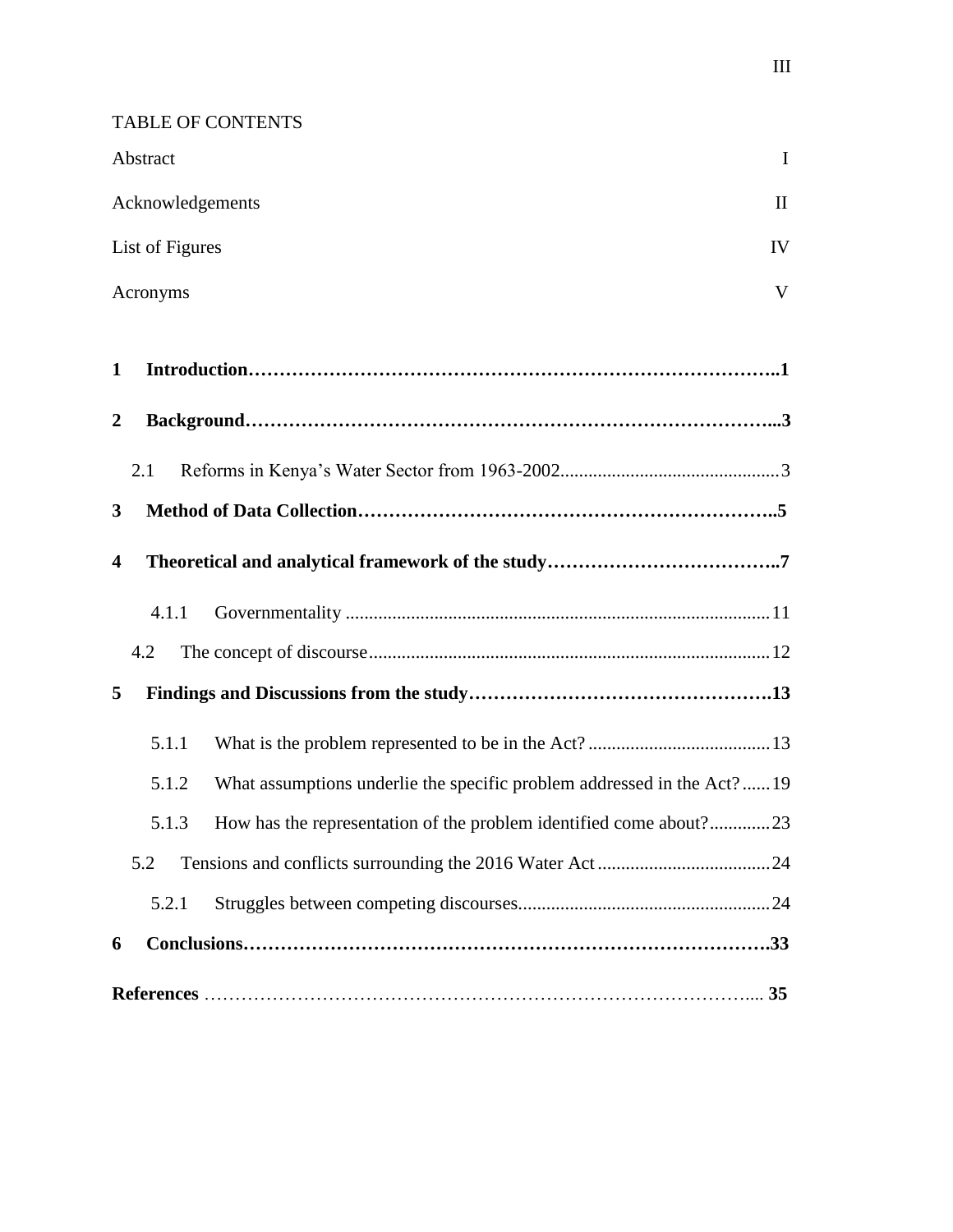TABLE OF CONTENTS

Abstract I

Acknowledgements II

List of Figures IV

Acronyms V

**1 Introduction……………………………………………………………………..1**

**2 Background…………………………………………………………………...3**

2.1 Reforms in Kenya's Water Sector from 1963-2002..............................................3

**3 Method of Data Collection…………………………………………………………..5**

**4 Theoretical and analytical framework of the study………………………………..7**

4.1.1 Governmentality ..........................................................................................11

4.2 The concept of discourse.....................................................................................12

**5 Findings and Discussions from the study………………………………………….13**

5.1.1 What is the problem represented to be in the Act? .......................................13

5.1.2 What assumptions underlie the specific problem addressed in the Act?......19

5.1.3 How has the representation of the problem identified come about?.............23

5.2 Tensions and conflicts surrounding the 2016 Water Act .....................................24

5.2.1 Struggles between competing discourses......................................................24

**6 Conclusions…………………………………………………………………….33**

**References** ……………………………………………………………………….... **35**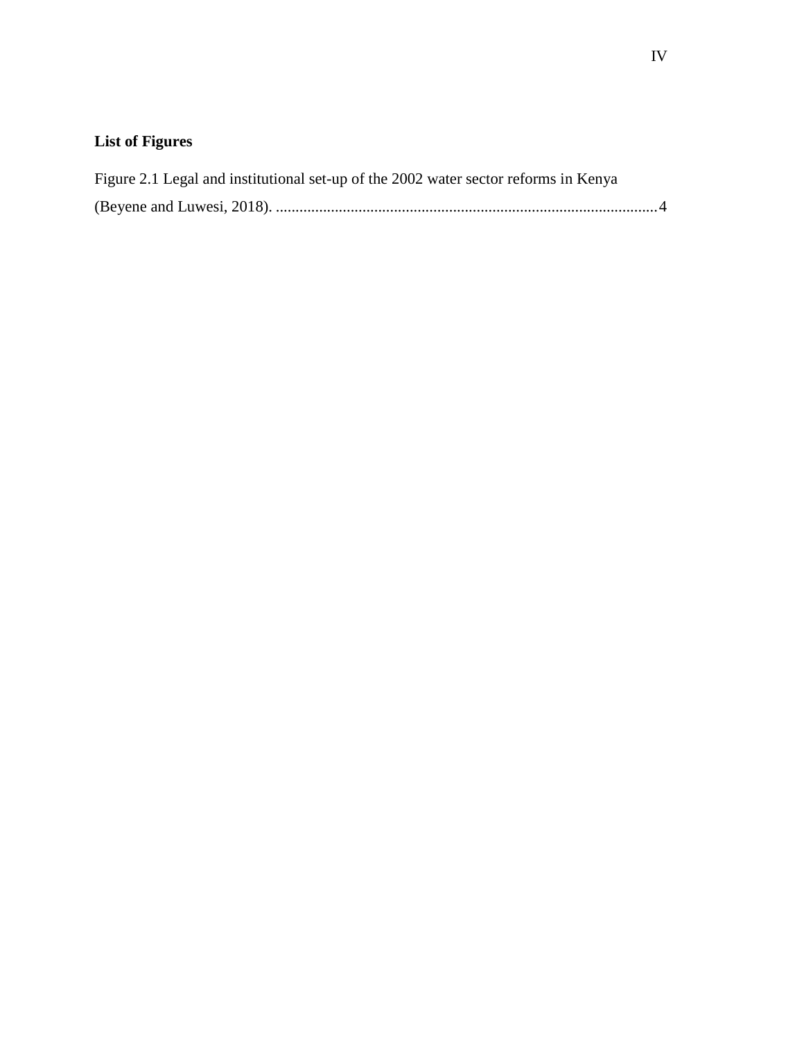## List of Figures

Figure 2.1 Legal and institutional set-up of the 2002 water sector reforms in Kenya (Beyene and Luwesi, 2018). ................................................................................................4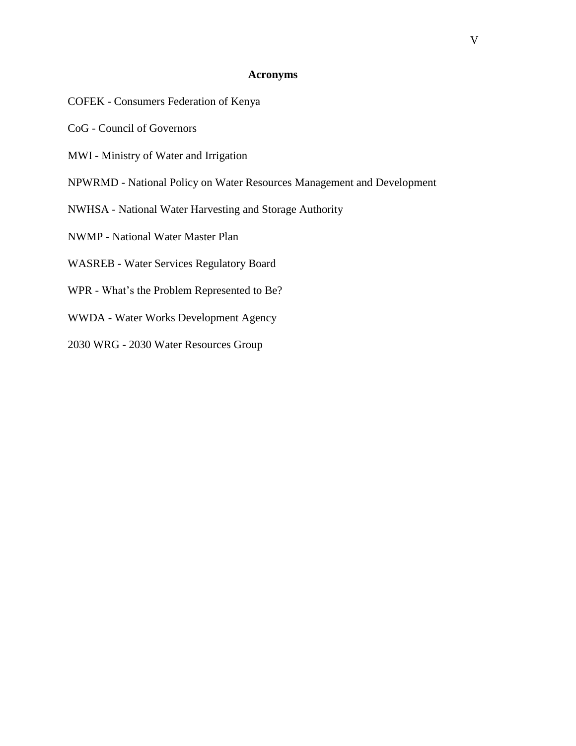# Acronyms

COFEK - Consumers Federation of Kenya

CoG - Council of Governors

MWI - Ministry of Water and Irrigation

NPWRMD - National Policy on Water Resources Management and Development

NWHSA - National Water Harvesting and Storage Authority

NWMP - National Water Master Plan

WASREB - Water Services Regulatory Board

WPR - What's the Problem Represented to Be?

WWDA - Water Works Development Agency

2030 WRG - 2030 Water Resources Group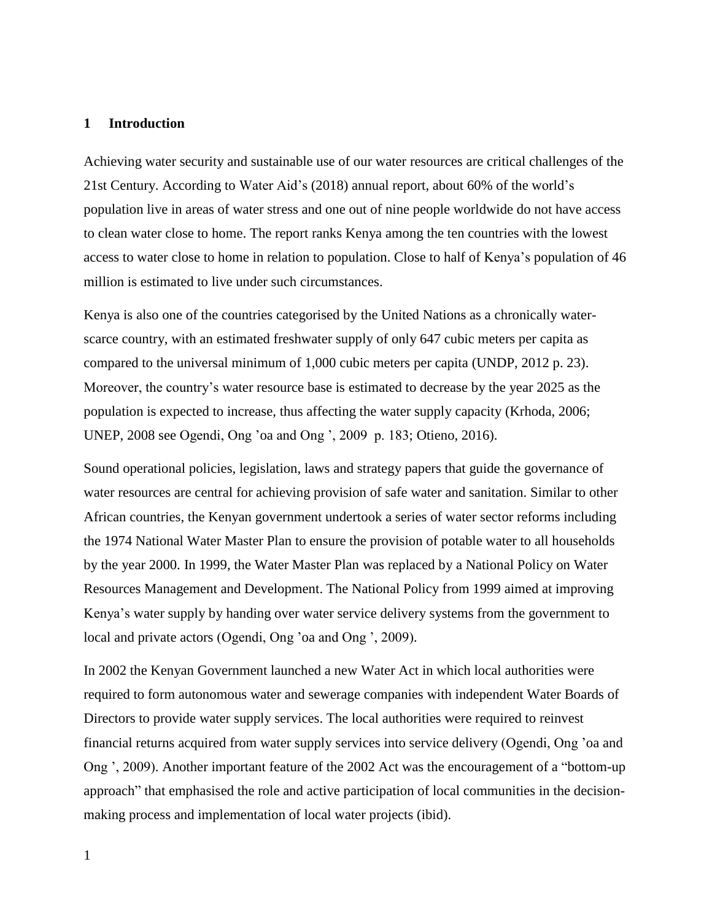# 1 Introduction

Achieving water security and sustainable use of our water resources are critical challenges of the 21st Century. According to Water Aid's (2018) annual report, about 60% of the world's population live in areas of water stress and one out of nine people worldwide do not have access to clean water close to home. The report ranks Kenya among the ten countries with the lowest access to water close to home in relation to population. Close to half of Kenya's population of 46 million is estimated to live under such circumstances.

Kenya is also one of the countries categorised by the United Nations as a chronically water-scarce country, with an estimated freshwater supply of only 647 cubic meters per capita as compared to the universal minimum of 1,000 cubic meters per capita (UNDP, 2012 p. 23). Moreover, the country's water resource base is estimated to decrease by the year 2025 as the population is expected to increase, thus affecting the water supply capacity (Krhoda, 2006; UNEP, 2008 see Ogendi, Ong 'oa and Ong ', 2009 p. 183; Otieno, 2016).

Sound operational policies, legislation, laws and strategy papers that guide the governance of water resources are central for achieving provision of safe water and sanitation. Similar to other African countries, the Kenyan government undertook a series of water sector reforms including the 1974 National Water Master Plan to ensure the provision of potable water to all households by the year 2000. In 1999, the Water Master Plan was replaced by a National Policy on Water Resources Management and Development. The National Policy from 1999 aimed at improving Kenya's water supply by handing over water service delivery systems from the government to local and private actors (Ogendi, Ong 'oa and Ong ', 2009).

In 2002 the Kenyan Government launched a new Water Act in which local authorities were required to form autonomous water and sewerage companies with independent Water Boards of Directors to provide water supply services. The local authorities were required to reinvest financial returns acquired from water supply services into service delivery (Ogendi, Ong 'oa and Ong ', 2009). Another important feature of the 2002 Act was the encouragement of a "bottom-up approach" that emphasised the role and active participation of local communities in the decision-making process and implementation of local water projects (ibid).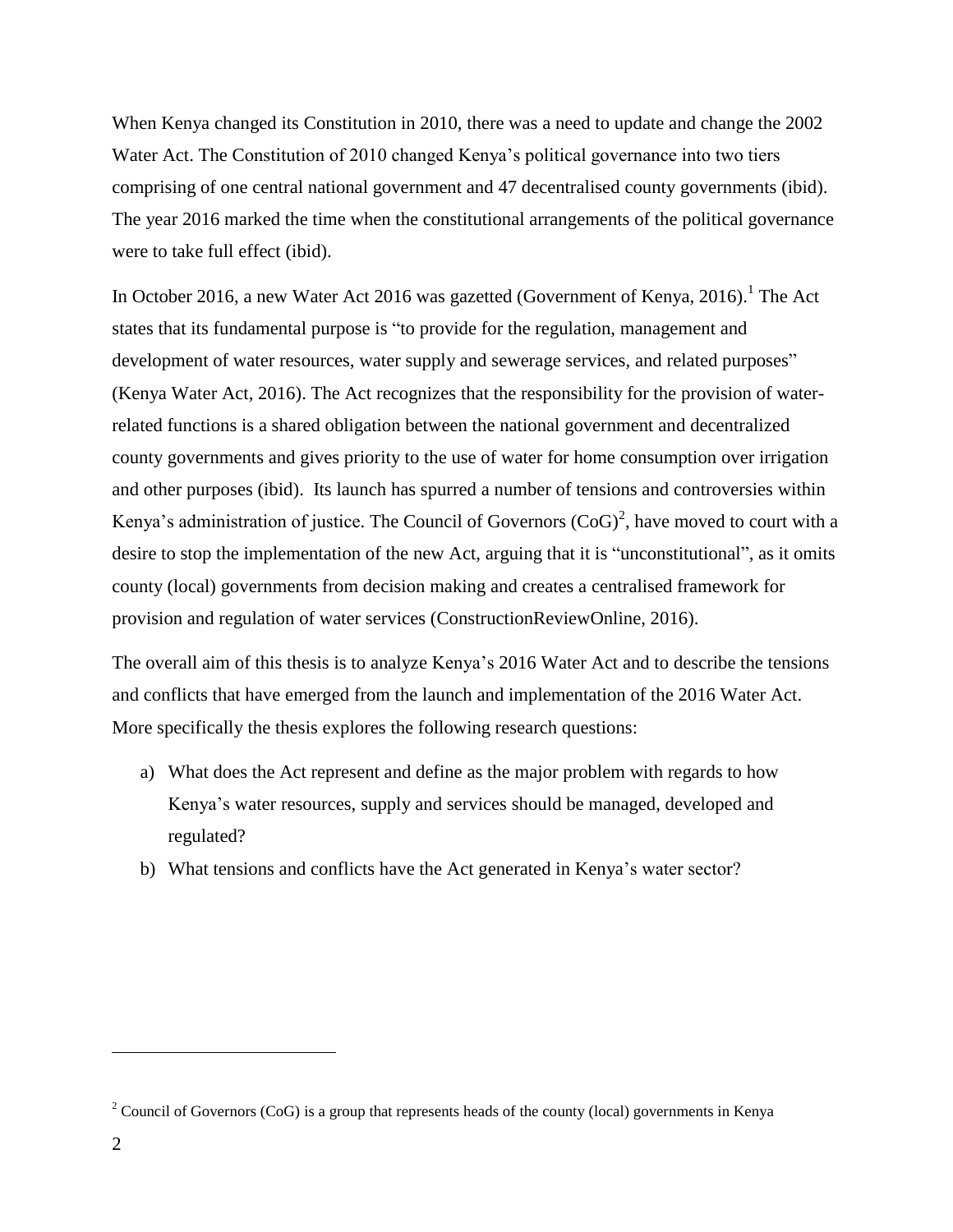When Kenya changed its Constitution in 2010, there was a need to update and change the 2002 Water Act. The Constitution of 2010 changed Kenya's political governance into two tiers comprising of one central national government and 47 decentralised county governments (ibid). The year 2016 marked the time when the constitutional arrangements of the political governance were to take full effect (ibid).

In October 2016, a new Water Act 2016 was gazetted (Government of Kenya, 2016).[1] The Act states that its fundamental purpose is "to provide for the regulation, management and development of water resources, water supply and sewerage services, and related purposes" (Kenya Water Act, 2016). The Act recognizes that the responsibility for the provision of water-related functions is a shared obligation between the national government and decentralized county governments and gives priority to the use of water for home consumption over irrigation and other purposes (ibid). Its launch has spurred a number of tensions and controversies within Kenya's administration of justice. The Council of Governors (CoG)[2], have moved to court with a desire to stop the implementation of the new Act, arguing that it is "unconstitutional", as it omits county (local) governments from decision making and creates a centralised framework for provision and regulation of water services (ConstructionReviewOnline, 2016).

The overall aim of this thesis is to analyze Kenya's 2016 Water Act and to describe the tensions and conflicts that have emerged from the launch and implementation of the 2016 Water Act. More specifically the thesis explores the following research questions:

a) What does the Act represent and define as the major problem with regards to how Kenya's water resources, supply and services should be managed, developed and regulated?
b) What tensions and conflicts have the Act generated in Kenya's water sector?

[2] Council of Governors (CoG) is a group that represents heads of the county (local) governments in Kenya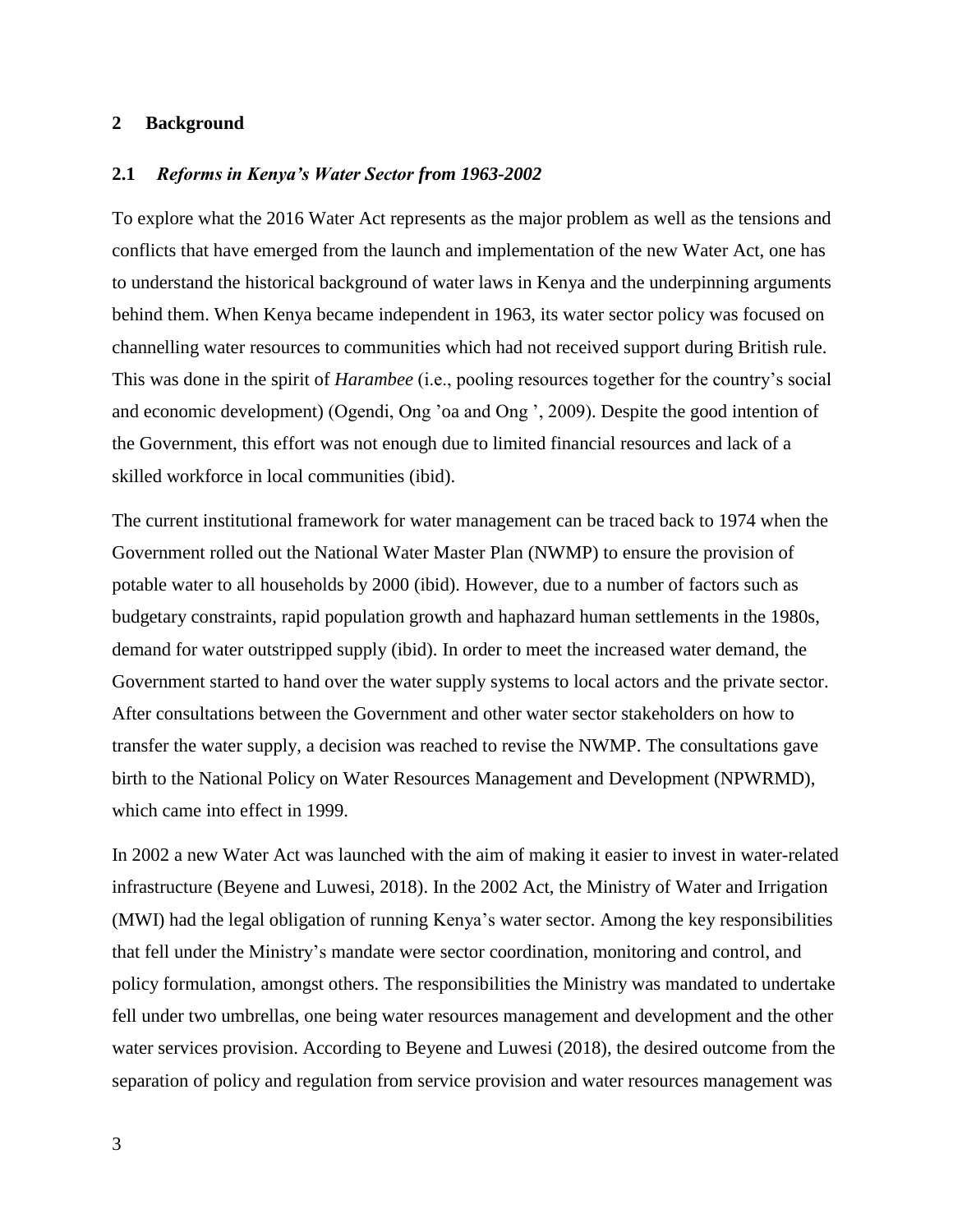## 2 Background

### 2.1 *Reforms in Kenya's Water Sector from 1963-2002*

To explore what the 2016 Water Act represents as the major problem as well as the tensions and conflicts that have emerged from the launch and implementation of the new Water Act, one has to understand the historical background of water laws in Kenya and the underpinning arguments behind them. When Kenya became independent in 1963, its water sector policy was focused on channelling water resources to communities which had not received support during British rule. This was done in the spirit of *Harambee* (i.e., pooling resources together for the country's social and economic development) (Ogendi, Ong 'oa and Ong ', 2009). Despite the good intention of the Government, this effort was not enough due to limited financial resources and lack of a skilled workforce in local communities (ibid).

The current institutional framework for water management can be traced back to 1974 when the Government rolled out the National Water Master Plan (NWMP) to ensure the provision of potable water to all households by 2000 (ibid). However, due to a number of factors such as budgetary constraints, rapid population growth and haphazard human settlements in the 1980s, demand for water outstripped supply (ibid). In order to meet the increased water demand, the Government started to hand over the water supply systems to local actors and the private sector. After consultations between the Government and other water sector stakeholders on how to transfer the water supply, a decision was reached to revise the NWMP. The consultations gave birth to the National Policy on Water Resources Management and Development (NPWRMD), which came into effect in 1999.

In 2002 a new Water Act was launched with the aim of making it easier to invest in water-related infrastructure (Beyene and Luwesi, 2018). In the 2002 Act, the Ministry of Water and Irrigation (MWI) had the legal obligation of running Kenya's water sector. Among the key responsibilities that fell under the Ministry's mandate were sector coordination, monitoring and control, and policy formulation, amongst others. The responsibilities the Ministry was mandated to undertake fell under two umbrellas, one being water resources management and development and the other water services provision. According to Beyene and Luwesi (2018), the desired outcome from the separation of policy and regulation from service provision and water resources management was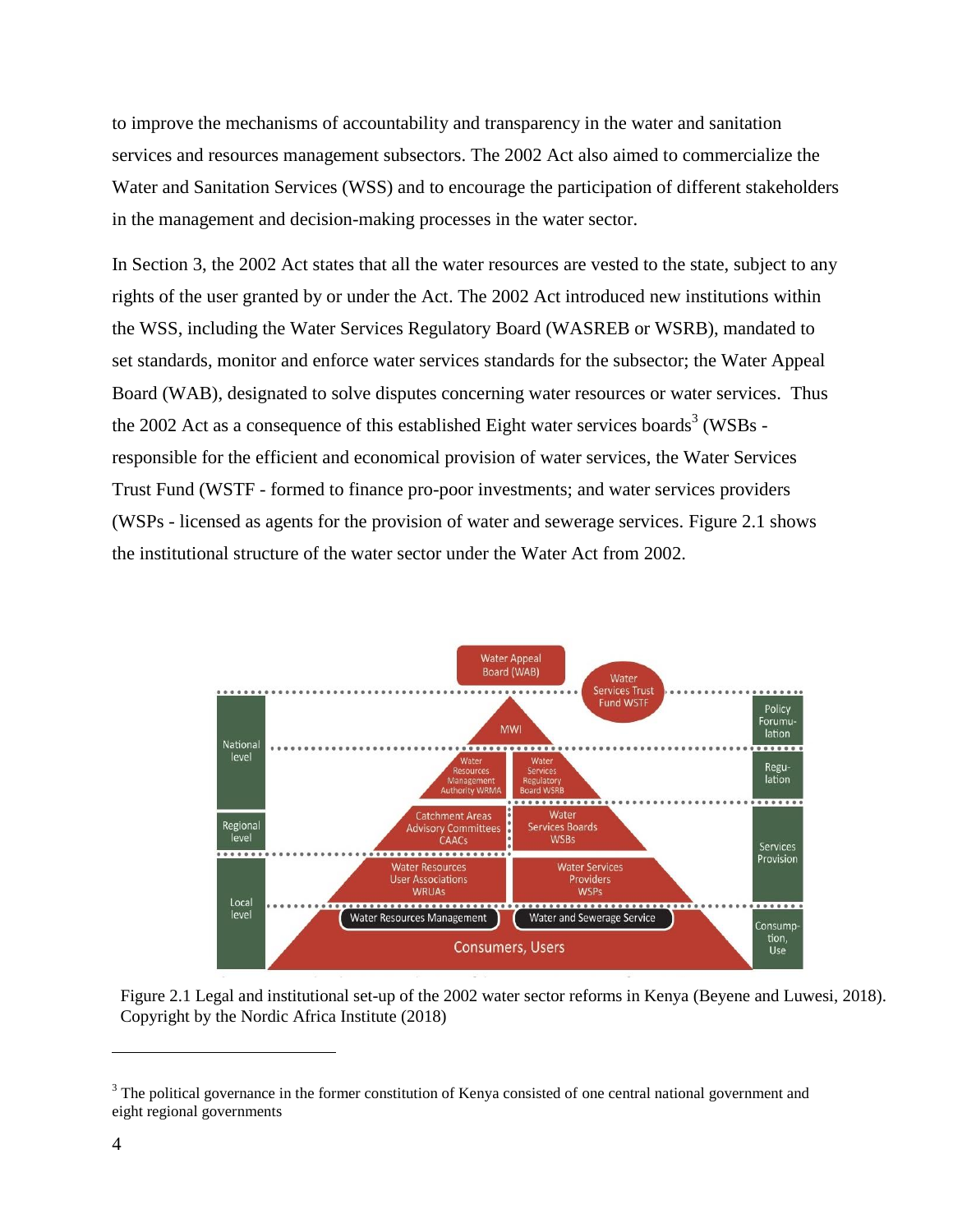to improve the mechanisms of accountability and transparency in the water and sanitation services and resources management subsectors. The 2002 Act also aimed to commercialize the Water and Sanitation Services (WSS) and to encourage the participation of different stakeholders in the management and decision-making processes in the water sector.

In Section 3, the 2002 Act states that all the water resources are vested to the state, subject to any rights of the user granted by or under the Act. The 2002 Act introduced new institutions within the WSS, including the Water Services Regulatory Board (WASREB or WSRB), mandated to set standards, monitor and enforce water services standards for the subsector; the Water Appeal Board (WAB), designated to solve disputes concerning water resources or water services. Thus the 2002 Act as a consequence of this established Eight water services boards[3] (WSBs - responsible for the efficient and economical provision of water services, the Water Services Trust Fund (WSTF - formed to finance pro-poor investments; and water services providers (WSPs - licensed as agents for the provision of water and sewerage services. Figure 2.1 shows the institutional structure of the water sector under the Water Act from 2002.

Figure 2.1 Legal and institutional set-up of the 2002 water sector reforms in Kenya (Beyene and Luwesi, 2018). Copyright by the Nordic Africa Institute (2018)

[3] The political governance in the former constitution of Kenya consisted of one central national government and eight regional governments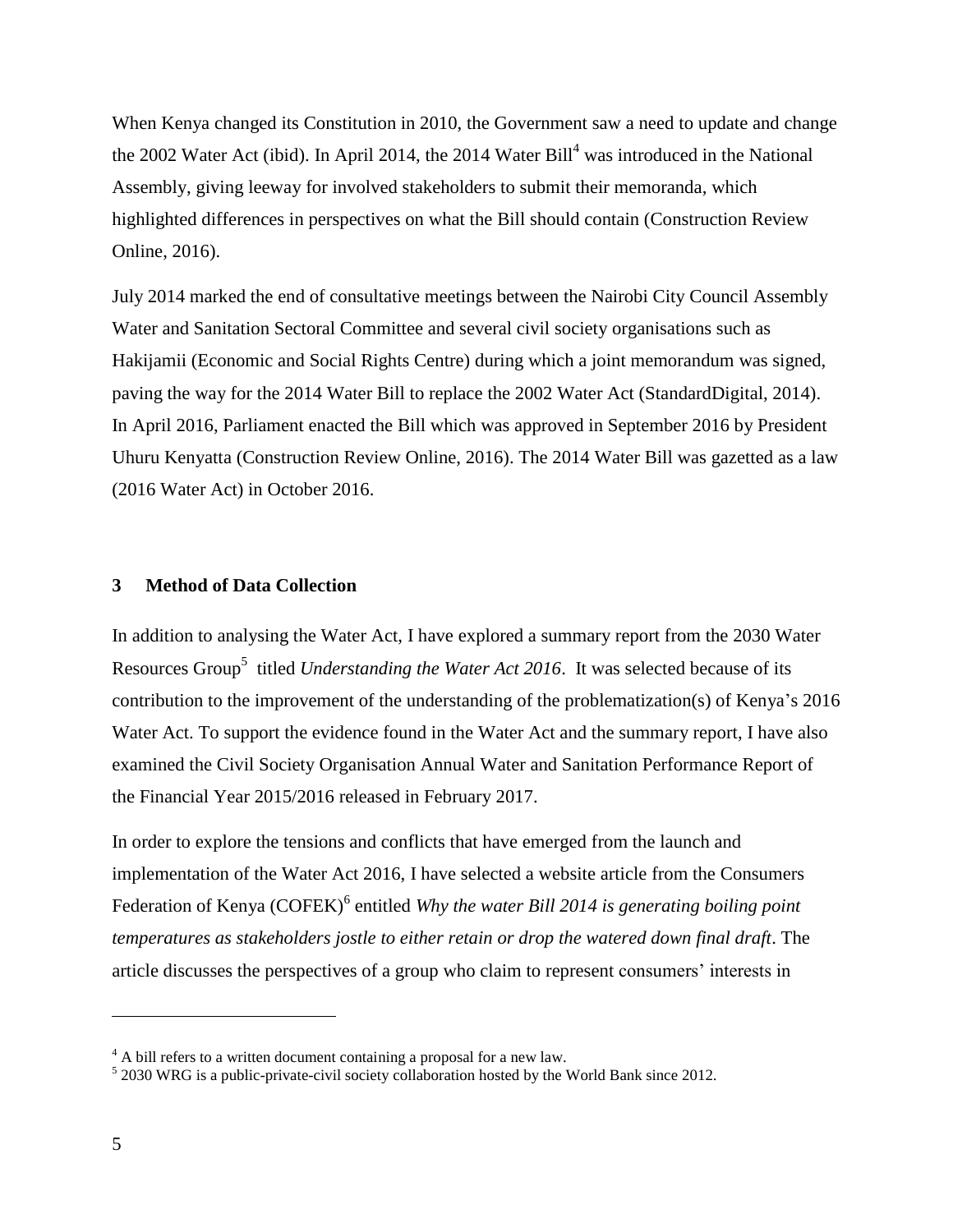When Kenya changed its Constitution in 2010, the Government saw a need to update and change the 2002 Water Act (ibid). In April 2014, the 2014 Water Bill[4] was introduced in the National Assembly, giving leeway for involved stakeholders to submit their memoranda, which highlighted differences in perspectives on what the Bill should contain (Construction Review Online, 2016).

July 2014 marked the end of consultative meetings between the Nairobi City Council Assembly Water and Sanitation Sectoral Committee and several civil society organisations such as Hakijamii (Economic and Social Rights Centre) during which a joint memorandum was signed, paving the way for the 2014 Water Bill to replace the 2002 Water Act (StandardDigital, 2014). In April 2016, Parliament enacted the Bill which was approved in September 2016 by President Uhuru Kenyatta (Construction Review Online, 2016). The 2014 Water Bill was gazetted as a law (2016 Water Act) in October 2016.

## 3 Method of Data Collection

In addition to analysing the Water Act, I have explored a summary report from the 2030 Water Resources Group[5] titled *Understanding the Water Act 2016*. It was selected because of its contribution to the improvement of the understanding of the problematization(s) of Kenya's 2016 Water Act. To support the evidence found in the Water Act and the summary report, I have also examined the Civil Society Organisation Annual Water and Sanitation Performance Report of the Financial Year 2015/2016 released in February 2017.

In order to explore the tensions and conflicts that have emerged from the launch and implementation of the Water Act 2016, I have selected a website article from the Consumers Federation of Kenya (COFEK)[6] entitled *Why the water Bill 2014 is generating boiling point temperatures as stakeholders jostle to either retain or drop the watered down final draft*. The article discusses the perspectives of a group who claim to represent consumers' interests in

---

[4] A bill refers to a written document containing a proposal for a new law.

[5] 2030 WRG is a public-private-civil society collaboration hosted by the World Bank since 2012.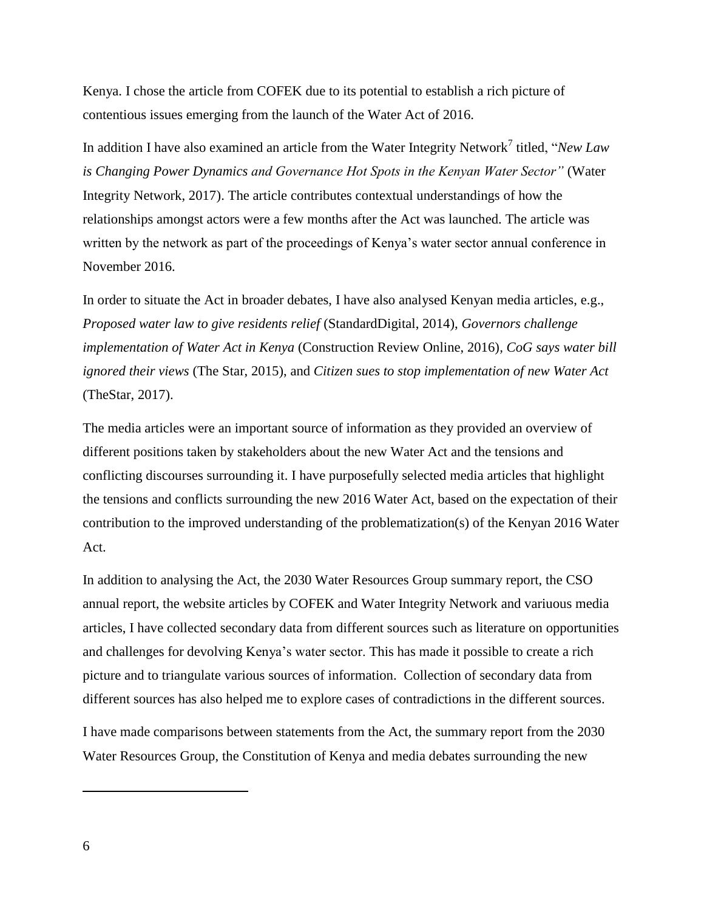Kenya. I chose the article from COFEK due to its potential to establish a rich picture of contentious issues emerging from the launch of the Water Act of 2016.

In addition I have also examined an article from the Water Integrity Network[7] titled, "*New Law is Changing Power Dynamics and Governance Hot Spots in the Kenyan Water Sector"* (Water Integrity Network, 2017). The article contributes contextual understandings of how the relationships amongst actors were a few months after the Act was launched. The article was written by the network as part of the proceedings of Kenya's water sector annual conference in November 2016.

In order to situate the Act in broader debates, I have also analysed Kenyan media articles, e.g., *Proposed water law to give residents relief* (StandardDigital, 2014), *Governors challenge implementation of Water Act in Kenya* (Construction Review Online, 2016), *CoG says water bill ignored their views* (The Star, 2015), and *Citizen sues to stop implementation of new Water Act* (TheStar, 2017).

The media articles were an important source of information as they provided an overview of different positions taken by stakeholders about the new Water Act and the tensions and conflicting discourses surrounding it. I have purposefully selected media articles that highlight the tensions and conflicts surrounding the new 2016 Water Act, based on the expectation of their contribution to the improved understanding of the problematization(s) of the Kenyan 2016 Water Act.

In addition to analysing the Act, the 2030 Water Resources Group summary report, the CSO annual report, the website articles by COFEK and Water Integrity Network and variuous media articles, I have collected secondary data from different sources such as literature on opportunities and challenges for devolving Kenya's water sector. This has made it possible to create a rich picture and to triangulate various sources of information. Collection of secondary data from different sources has also helped me to explore cases of contradictions in the different sources.

I have made comparisons between statements from the Act, the summary report from the 2030 Water Resources Group, the Constitution of Kenya and media debates surrounding the new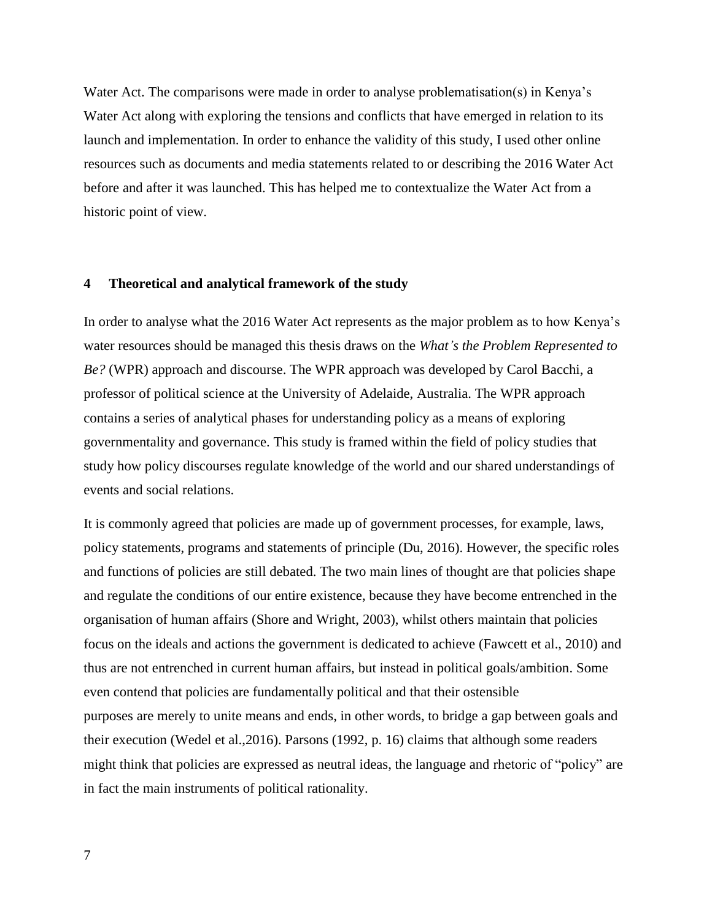Water Act. The comparisons were made in order to analyse problematisation(s) in Kenya's Water Act along with exploring the tensions and conflicts that have emerged in relation to its launch and implementation. In order to enhance the validity of this study, I used other online resources such as documents and media statements related to or describing the 2016 Water Act before and after it was launched. This has helped me to contextualize the Water Act from a historic point of view.

# 4 Theoretical and analytical framework of the study

In order to analyse what the 2016 Water Act represents as the major problem as to how Kenya's water resources should be managed this thesis draws on the *What's the Problem Represented to Be?* (WPR) approach and discourse. The WPR approach was developed by Carol Bacchi, a professor of political science at the University of Adelaide, Australia. The WPR approach contains a series of analytical phases for understanding policy as a means of exploring governmentality and governance. This study is framed within the field of policy studies that study how policy discourses regulate knowledge of the world and our shared understandings of events and social relations.

It is commonly agreed that policies are made up of government processes, for example, laws, policy statements, programs and statements of principle (Du, 2016). However, the specific roles and functions of policies are still debated. The two main lines of thought are that policies shape and regulate the conditions of our entire existence, because they have become entrenched in the organisation of human affairs (Shore and Wright, 2003), whilst others maintain that policies focus on the ideals and actions the government is dedicated to achieve (Fawcett et al., 2010) and thus are not entrenched in current human affairs, but instead in political goals/ambition. Some even contend that policies are fundamentally political and that their ostensible purposes are merely to unite means and ends, in other words, to bridge a gap between goals and their execution (Wedel et al.,2016). Parsons (1992, p. 16) claims that although some readers might think that policies are expressed as neutral ideas, the language and rhetoric of "policy" are in fact the main instruments of political rationality.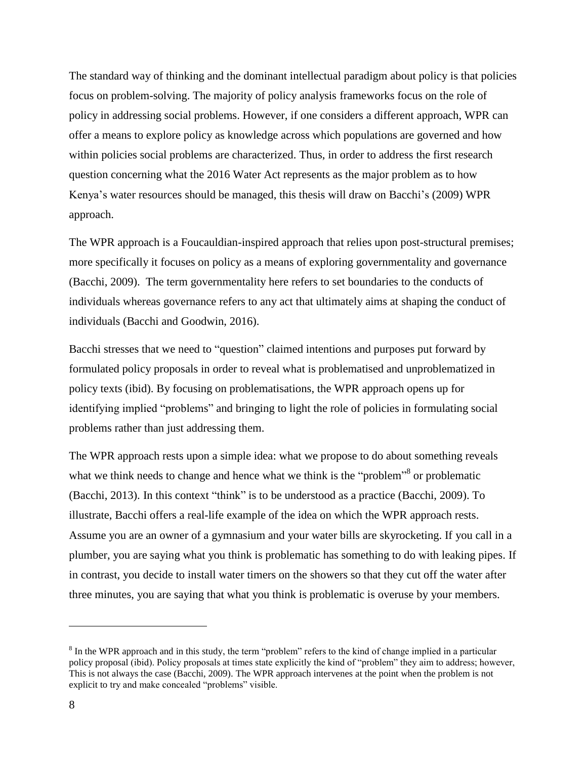The standard way of thinking and the dominant intellectual paradigm about policy is that policies focus on problem-solving. The majority of policy analysis frameworks focus on the role of policy in addressing social problems. However, if one considers a different approach, WPR can offer a means to explore policy as knowledge across which populations are governed and how within policies social problems are characterized. Thus, in order to address the first research question concerning what the 2016 Water Act represents as the major problem as to how Kenya's water resources should be managed, this thesis will draw on Bacchi's (2009) WPR approach.

The WPR approach is a Foucauldian-inspired approach that relies upon post-structural premises; more specifically it focuses on policy as a means of exploring governmentality and governance (Bacchi, 2009). The term governmentality here refers to set boundaries to the conducts of individuals whereas governance refers to any act that ultimately aims at shaping the conduct of individuals (Bacchi and Goodwin, 2016).

Bacchi stresses that we need to "question" claimed intentions and purposes put forward by formulated policy proposals in order to reveal what is problematised and unproblematized in policy texts (ibid). By focusing on problematisations, the WPR approach opens up for identifying implied "problems" and bringing to light the role of policies in formulating social problems rather than just addressing them.

The WPR approach rests upon a simple idea: what we propose to do about something reveals what we think needs to change and hence what we think is the "problem"[8] or problematic (Bacchi, 2013). In this context "think" is to be understood as a practice (Bacchi, 2009). To illustrate, Bacchi offers a real-life example of the idea on which the WPR approach rests. Assume you are an owner of a gymnasium and your water bills are skyrocketing. If you call in a plumber, you are saying what you think is problematic has something to do with leaking pipes. If in contrast, you decide to install water timers on the showers so that they cut off the water after three minutes, you are saying that what you think is problematic is overuse by your members.

---

[8] In the WPR approach and in this study, the term "problem" refers to the kind of change implied in a particular policy proposal (ibid). Policy proposals at times state explicitly the kind of "problem" they aim to address; however, This is not always the case (Bacchi, 2009). The WPR approach intervenes at the point when the problem is not explicit to try and make concealed "problems" visible.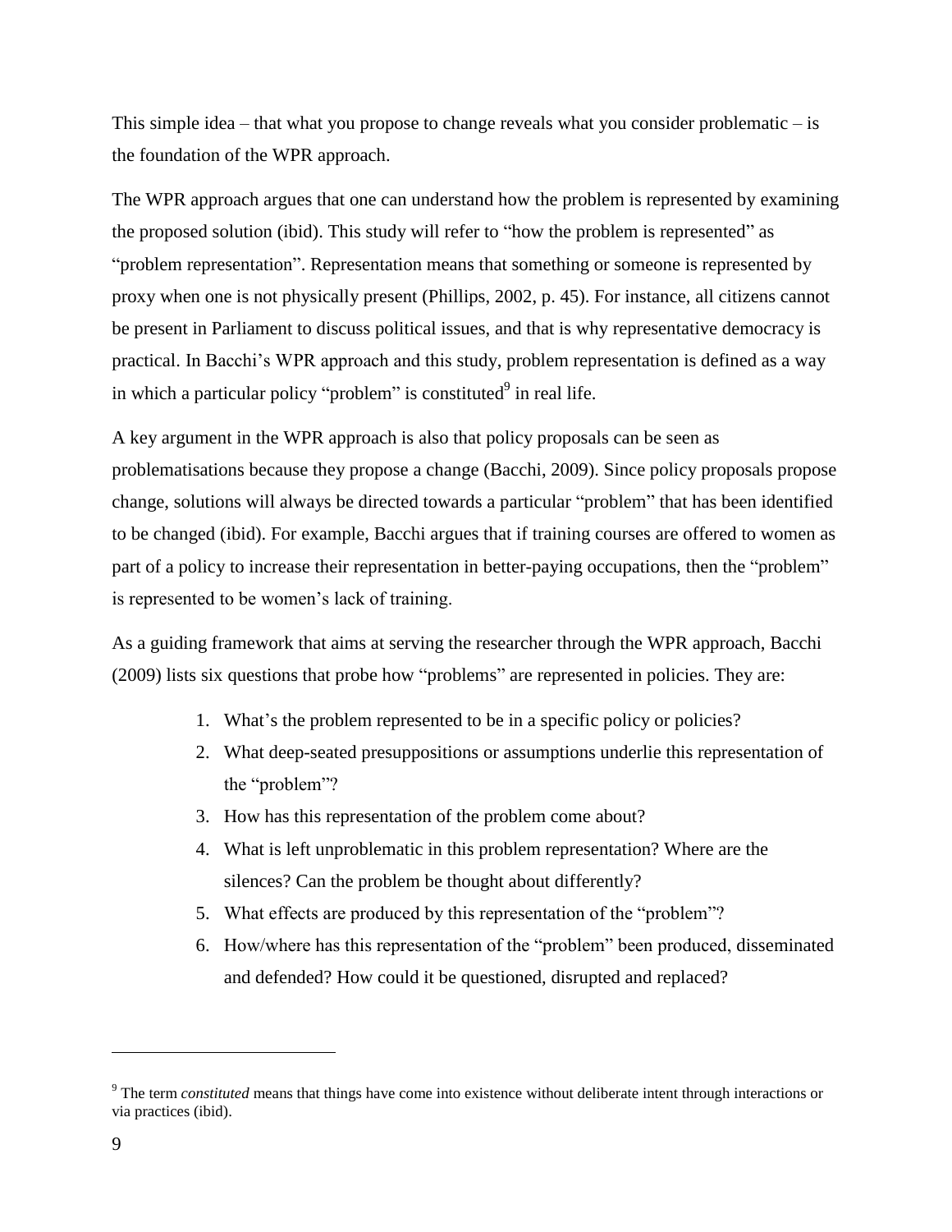This simple idea – that what you propose to change reveals what you consider problematic – is the foundation of the WPR approach.

The WPR approach argues that one can understand how the problem is represented by examining the proposed solution (ibid). This study will refer to "how the problem is represented" as "problem representation". Representation means that something or someone is represented by proxy when one is not physically present (Phillips, 2002, p. 45). For instance, all citizens cannot be present in Parliament to discuss political issues, and that is why representative democracy is practical. In Bacchi's WPR approach and this study, problem representation is defined as a way in which a particular policy "problem" is constituted[9] in real life.

A key argument in the WPR approach is also that policy proposals can be seen as problematisations because they propose a change (Bacchi, 2009). Since policy proposals propose change, solutions will always be directed towards a particular "problem" that has been identified to be changed (ibid). For example, Bacchi argues that if training courses are offered to women as part of a policy to increase their representation in better-paying occupations, then the "problem" is represented to be women's lack of training.

As a guiding framework that aims at serving the researcher through the WPR approach, Bacchi (2009) lists six questions that probe how "problems" are represented in policies. They are:

1. What's the problem represented to be in a specific policy or policies?
2. What deep-seated presuppositions or assumptions underlie this representation of the "problem"?
3. How has this representation of the problem come about?
4. What is left unproblematic in this problem representation? Where are the silences? Can the problem be thought about differently?
5. What effects are produced by this representation of the "problem"?
6. How/where has this representation of the "problem" been produced, disseminated and defended? How could it be questioned, disrupted and replaced?

[9] The term *constituted* means that things have come into existence without deliberate intent through interactions or via practices (ibid).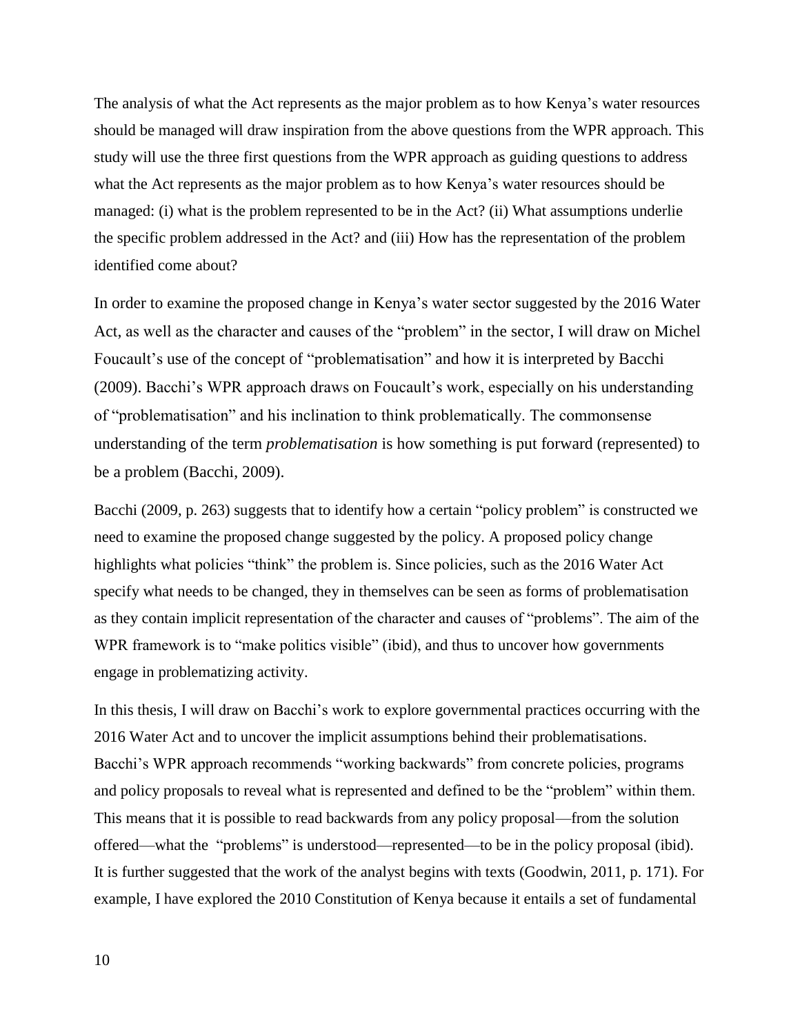The analysis of what the Act represents as the major problem as to how Kenya's water resources should be managed will draw inspiration from the above questions from the WPR approach. This study will use the three first questions from the WPR approach as guiding questions to address what the Act represents as the major problem as to how Kenya's water resources should be managed: (i) what is the problem represented to be in the Act? (ii) What assumptions underlie the specific problem addressed in the Act? and (iii) How has the representation of the problem identified come about?

In order to examine the proposed change in Kenya's water sector suggested by the 2016 Water Act, as well as the character and causes of the "problem" in the sector, I will draw on Michel Foucault's use of the concept of "problematisation" and how it is interpreted by Bacchi (2009). Bacchi's WPR approach draws on Foucault's work, especially on his understanding of "problematisation" and his inclination to think problematically. The commonsense understanding of the term *problematisation* is how something is put forward (represented) to be a problem (Bacchi, 2009).

Bacchi (2009, p. 263) suggests that to identify how a certain "policy problem" is constructed we need to examine the proposed change suggested by the policy. A proposed policy change highlights what policies "think" the problem is. Since policies, such as the 2016 Water Act specify what needs to be changed, they in themselves can be seen as forms of problematisation as they contain implicit representation of the character and causes of "problems". The aim of the WPR framework is to "make politics visible" (ibid), and thus to uncover how governments engage in problematizing activity.

In this thesis, I will draw on Bacchi's work to explore governmental practices occurring with the 2016 Water Act and to uncover the implicit assumptions behind their problematisations. Bacchi's WPR approach recommends "working backwards" from concrete policies, programs and policy proposals to reveal what is represented and defined to be the "problem" within them. This means that it is possible to read backwards from any policy proposal—from the solution offered—what the "problems" is understood—represented—to be in the policy proposal (ibid). It is further suggested that the work of the analyst begins with texts (Goodwin, 2011, p. 171). For example, I have explored the 2010 Constitution of Kenya because it entails a set of fundamental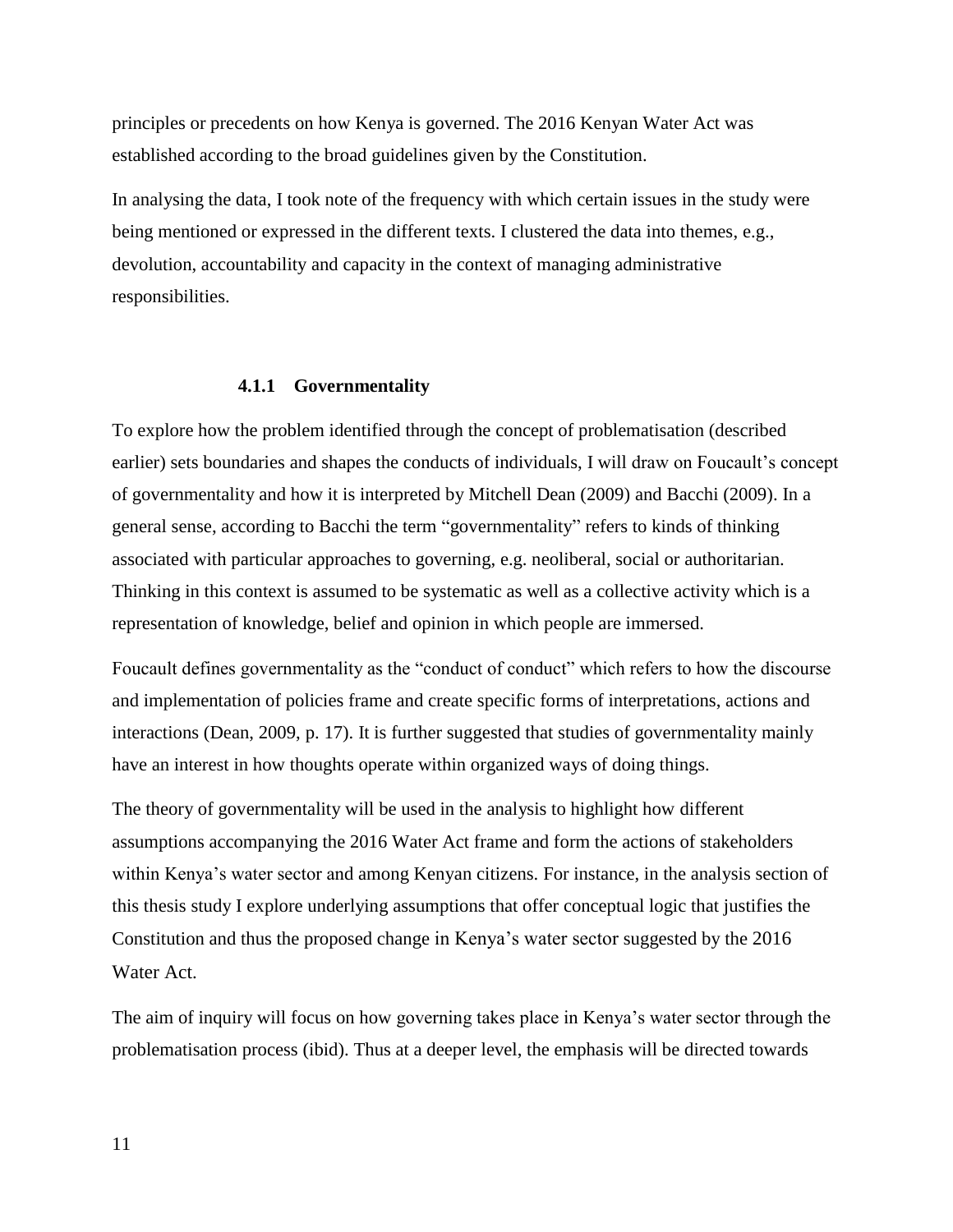principles or precedents on how Kenya is governed. The 2016 Kenyan Water Act was established according to the broad guidelines given by the Constitution.

In analysing the data, I took note of the frequency with which certain issues in the study were being mentioned or expressed in the different texts. I clustered the data into themes, e.g., devolution, accountability and capacity in the context of managing administrative responsibilities.

### 4.1.1 Governmentality

To explore how the problem identified through the concept of problematisation (described earlier) sets boundaries and shapes the conducts of individuals, I will draw on Foucault's concept of governmentality and how it is interpreted by Mitchell Dean (2009) and Bacchi (2009). In a general sense, according to Bacchi the term "governmentality" refers to kinds of thinking associated with particular approaches to governing, e.g. neoliberal, social or authoritarian. Thinking in this context is assumed to be systematic as well as a collective activity which is a representation of knowledge, belief and opinion in which people are immersed.

Foucault defines governmentality as the "conduct of conduct" which refers to how the discourse and implementation of policies frame and create specific forms of interpretations, actions and interactions (Dean, 2009, p. 17). It is further suggested that studies of governmentality mainly have an interest in how thoughts operate within organized ways of doing things.

The theory of governmentality will be used in the analysis to highlight how different assumptions accompanying the 2016 Water Act frame and form the actions of stakeholders within Kenya's water sector and among Kenyan citizens. For instance, in the analysis section of this thesis study I explore underlying assumptions that offer conceptual logic that justifies the Constitution and thus the proposed change in Kenya's water sector suggested by the 2016 Water Act.

The aim of inquiry will focus on how governing takes place in Kenya's water sector through the problematisation process (ibid). Thus at a deeper level, the emphasis will be directed towards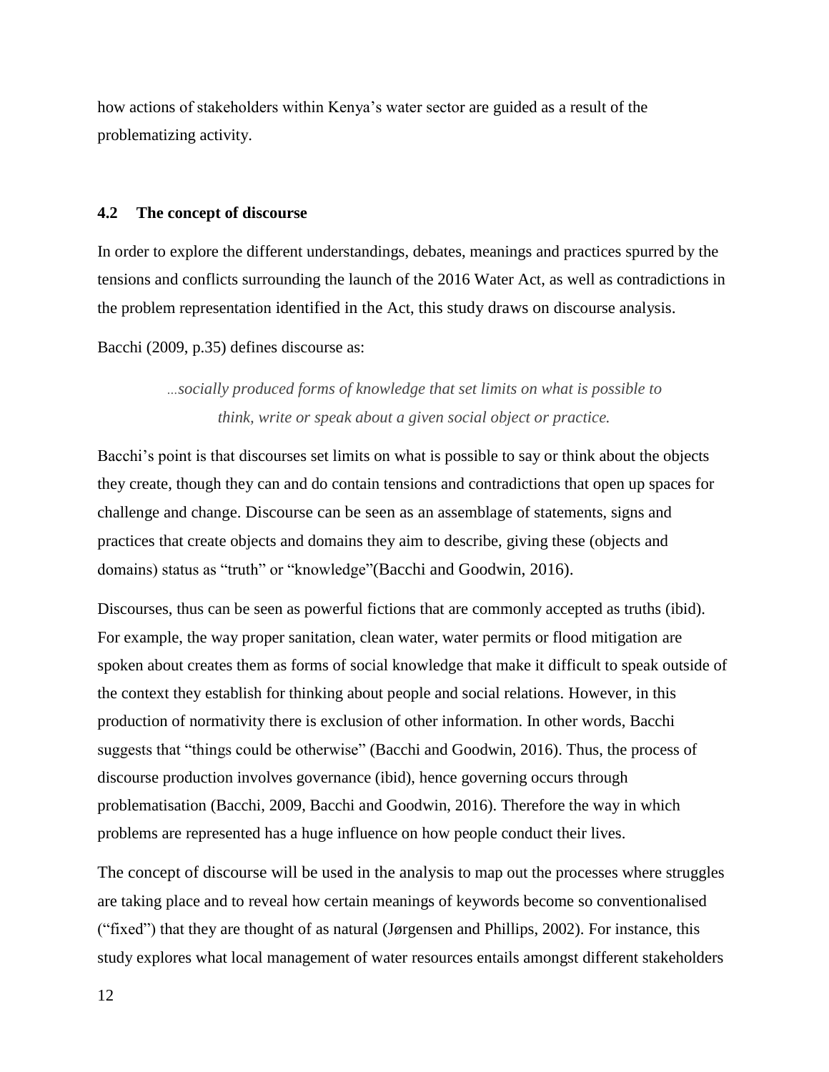how actions of stakeholders within Kenya's water sector are guided as a result of the problematizing activity.

### 4.2 The concept of discourse

In order to explore the different understandings, debates, meanings and practices spurred by the tensions and conflicts surrounding the launch of the 2016 Water Act, as well as contradictions in the problem representation identified in the Act, this study draws on discourse analysis.

Bacchi (2009, p.35) defines discourse as:

> *...socially produced forms of knowledge that set limits on what is possible to think, write or speak about a given social object or practice.*

Bacchi's point is that discourses set limits on what is possible to say or think about the objects they create, though they can and do contain tensions and contradictions that open up spaces for challenge and change. Discourse can be seen as an assemblage of statements, signs and practices that create objects and domains they aim to describe, giving these (objects and domains) status as "truth" or "knowledge"(Bacchi and Goodwin, 2016).

Discourses, thus can be seen as powerful fictions that are commonly accepted as truths (ibid). For example, the way proper sanitation, clean water, water permits or flood mitigation are spoken about creates them as forms of social knowledge that make it difficult to speak outside of the context they establish for thinking about people and social relations. However, in this production of normativity there is exclusion of other information. In other words, Bacchi suggests that "things could be otherwise" (Bacchi and Goodwin, 2016). Thus, the process of discourse production involves governance (ibid), hence governing occurs through problematisation (Bacchi, 2009, Bacchi and Goodwin, 2016). Therefore the way in which problems are represented has a huge influence on how people conduct their lives.

The concept of discourse will be used in the analysis to map out the processes where struggles are taking place and to reveal how certain meanings of keywords become so conventionalised ("fixed") that they are thought of as natural (Jørgensen and Phillips, 2002). For instance, this study explores what local management of water resources entails amongst different stakeholders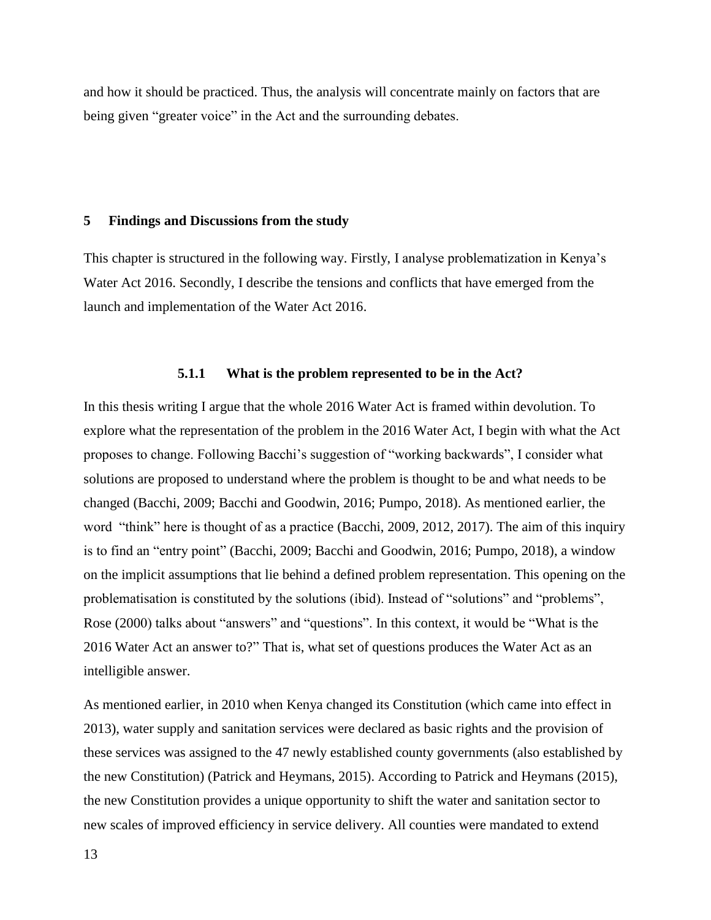and how it should be practiced. Thus, the analysis will concentrate mainly on factors that are being given "greater voice" in the Act and the surrounding debates.

# 5 Findings and Discussions from the study

This chapter is structured in the following way. Firstly, I analyse problematization in Kenya's Water Act 2016. Secondly, I describe the tensions and conflicts that have emerged from the launch and implementation of the Water Act 2016.

### 5.1.1 What is the problem represented to be in the Act?

In this thesis writing I argue that the whole 2016 Water Act is framed within devolution. To explore what the representation of the problem in the 2016 Water Act, I begin with what the Act proposes to change. Following Bacchi's suggestion of "working backwards", I consider what solutions are proposed to understand where the problem is thought to be and what needs to be changed (Bacchi, 2009; Bacchi and Goodwin, 2016; Pumpo, 2018). As mentioned earlier, the word "think" here is thought of as a practice (Bacchi, 2009, 2012, 2017). The aim of this inquiry is to find an "entry point" (Bacchi, 2009; Bacchi and Goodwin, 2016; Pumpo, 2018), a window on the implicit assumptions that lie behind a defined problem representation. This opening on the problematisation is constituted by the solutions (ibid). Instead of "solutions" and "problems", Rose (2000) talks about "answers" and "questions". In this context, it would be "What is the 2016 Water Act an answer to?" That is, what set of questions produces the Water Act as an intelligible answer.

As mentioned earlier, in 2010 when Kenya changed its Constitution (which came into effect in 2013), water supply and sanitation services were declared as basic rights and the provision of these services was assigned to the 47 newly established county governments (also established by the new Constitution) (Patrick and Heymans, 2015). According to Patrick and Heymans (2015), the new Constitution provides a unique opportunity to shift the water and sanitation sector to new scales of improved efficiency in service delivery. All counties were mandated to extend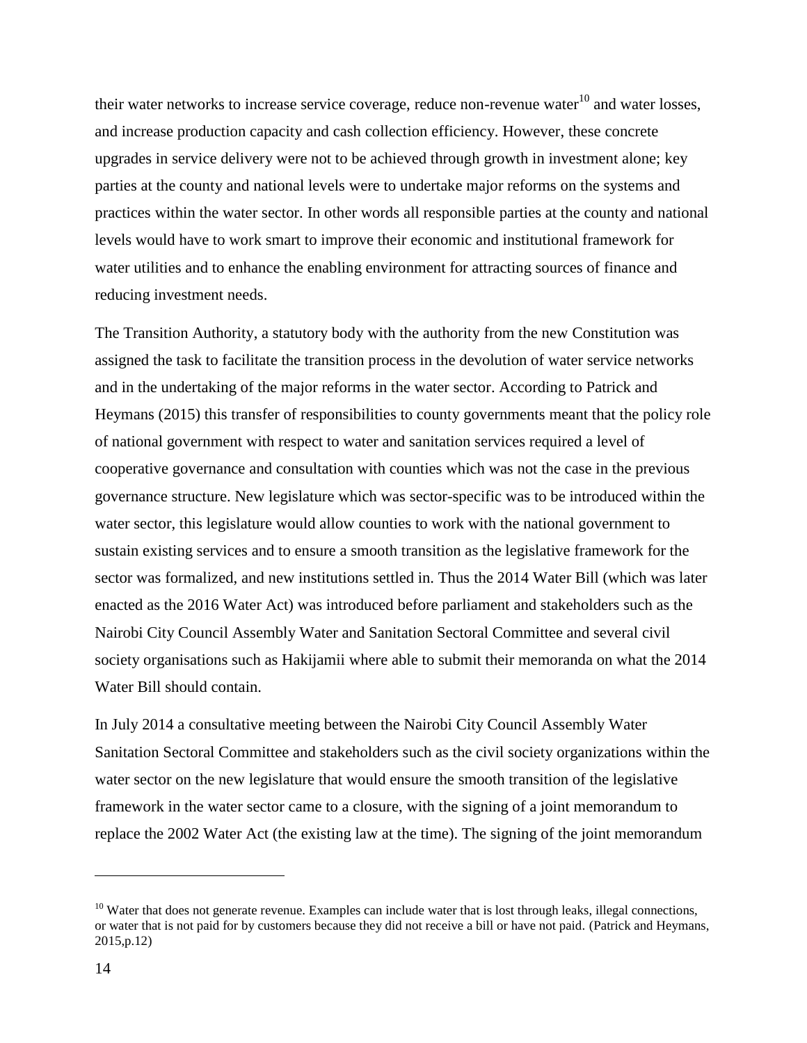their water networks to increase service coverage, reduce non-revenue water[10] and water losses, and increase production capacity and cash collection efficiency. However, these concrete upgrades in service delivery were not to be achieved through growth in investment alone; key parties at the county and national levels were to undertake major reforms on the systems and practices within the water sector. In other words all responsible parties at the county and national levels would have to work smart to improve their economic and institutional framework for water utilities and to enhance the enabling environment for attracting sources of finance and reducing investment needs.

The Transition Authority, a statutory body with the authority from the new Constitution was assigned the task to facilitate the transition process in the devolution of water service networks and in the undertaking of the major reforms in the water sector. According to Patrick and Heymans (2015) this transfer of responsibilities to county governments meant that the policy role of national government with respect to water and sanitation services required a level of cooperative governance and consultation with counties which was not the case in the previous governance structure. New legislature which was sector-specific was to be introduced within the water sector, this legislature would allow counties to work with the national government to sustain existing services and to ensure a smooth transition as the legislative framework for the sector was formalized, and new institutions settled in. Thus the 2014 Water Bill (which was later enacted as the 2016 Water Act) was introduced before parliament and stakeholders such as the Nairobi City Council Assembly Water and Sanitation Sectoral Committee and several civil society organisations such as Hakijamii where able to submit their memoranda on what the 2014 Water Bill should contain.

In July 2014 a consultative meeting between the Nairobi City Council Assembly Water Sanitation Sectoral Committee and stakeholders such as the civil society organizations within the water sector on the new legislature that would ensure the smooth transition of the legislative framework in the water sector came to a closure, with the signing of a joint memorandum to replace the 2002 Water Act (the existing law at the time). The signing of the joint memorandum

---

[10] Water that does not generate revenue. Examples can include water that is lost through leaks, illegal connections, or water that is not paid for by customers because they did not receive a bill or have not paid. (Patrick and Heymans, 2015,p.12)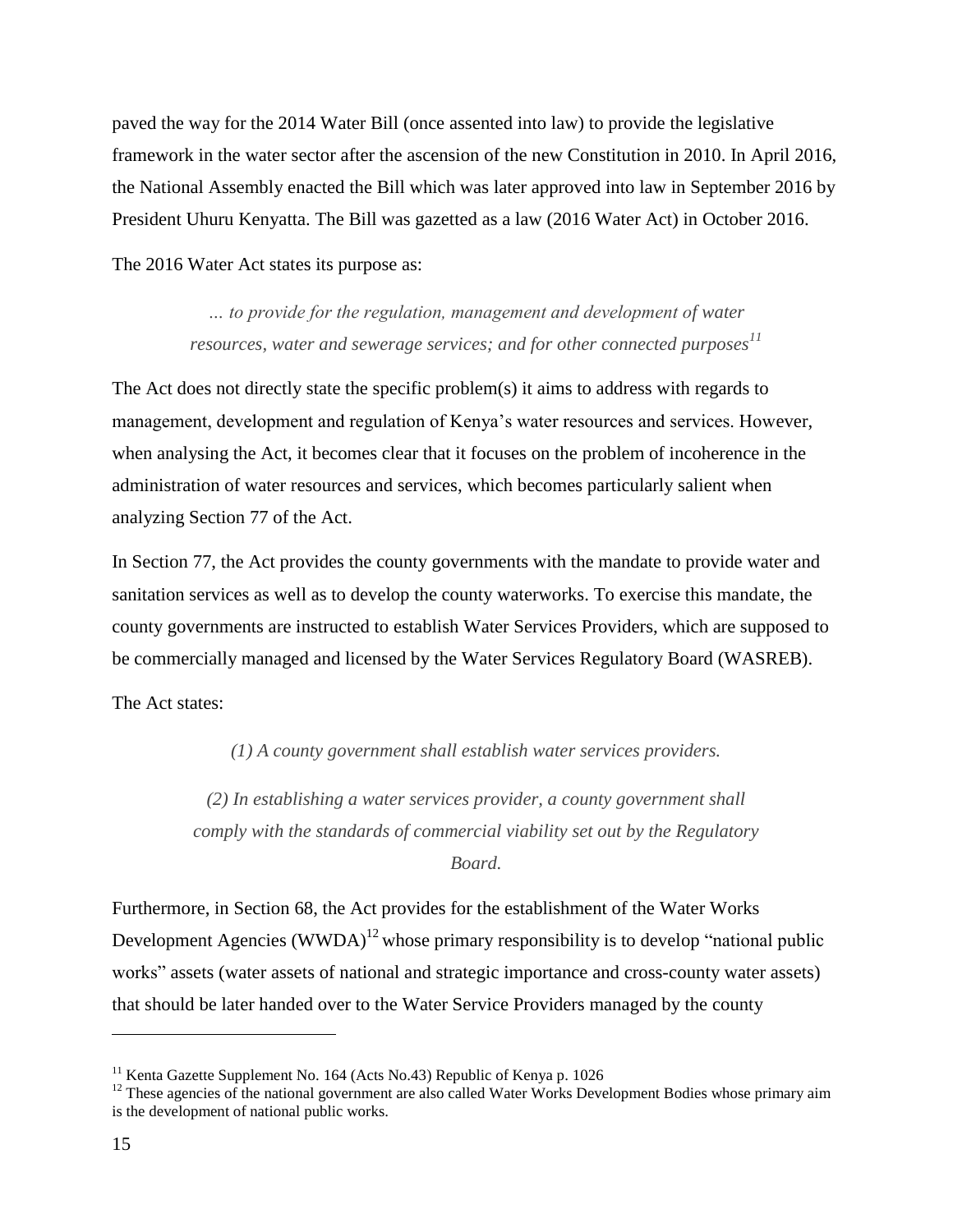paved the way for the 2014 Water Bill (once assented into law) to provide the legislative framework in the water sector after the ascension of the new Constitution in 2010. In April 2016, the National Assembly enacted the Bill which was later approved into law in September 2016 by President Uhuru Kenyatta. The Bill was gazetted as a law (2016 Water Act) in October 2016.

The 2016 Water Act states its purpose as:

> *... to provide for the regulation, management and development of water resources, water and sewerage services; and for other connected purposes*[11]

The Act does not directly state the specific problem(s) it aims to address with regards to management, development and regulation of Kenya's water resources and services. However, when analysing the Act, it becomes clear that it focuses on the problem of incoherence in the administration of water resources and services, which becomes particularly salient when analyzing Section 77 of the Act.

In Section 77, the Act provides the county governments with the mandate to provide water and sanitation services as well as to develop the county waterworks. To exercise this mandate, the county governments are instructed to establish Water Services Providers, which are supposed to be commercially managed and licensed by the Water Services Regulatory Board (WASREB).

The Act states:

> *(1) A county government shall establish water services providers.*
>
> *(2) In establishing a water services provider, a county government shall comply with the standards of commercial viability set out by the Regulatory Board.*

Furthermore, in Section 68, the Act provides for the establishment of the Water Works Development Agencies (WWDA)[12] whose primary responsibility is to develop "national public works" assets (water assets of national and strategic importance and cross-county water assets) that should be later handed over to the Water Service Providers managed by the county

---

[11] Kenta Gazette Supplement No. 164 (Acts No.43) Republic of Kenya p. 1026

[12] These agencies of the national government are also called Water Works Development Bodies whose primary aim is the development of national public works.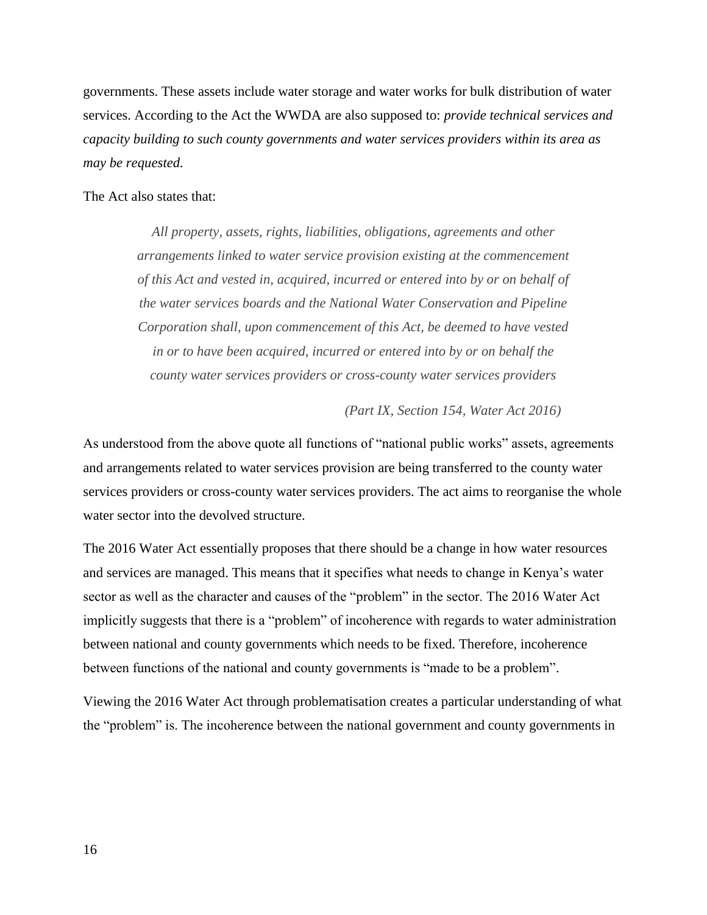governments. These assets include water storage and water works for bulk distribution of water services. According to the Act the WWDA are also supposed to: *provide technical services and capacity building to such county governments and water services providers within its area as may be requested.*

The Act also states that:

> *All property, assets, rights, liabilities, obligations, agreements and other arrangements linked to water service provision existing at the commencement of this Act and vested in, acquired, incurred or entered into by or on behalf of the water services boards and the National Water Conservation and Pipeline Corporation shall, upon commencement of this Act, be deemed to have vested in or to have been acquired, incurred or entered into by or on behalf the county water services providers or cross-county water services providers*
>
> *(Part IX, Section 154, Water Act 2016)*

As understood from the above quote all functions of "national public works" assets, agreements and arrangements related to water services provision are being transferred to the county water services providers or cross-county water services providers. The act aims to reorganise the whole water sector into the devolved structure.

The 2016 Water Act essentially proposes that there should be a change in how water resources and services are managed. This means that it specifies what needs to change in Kenya's water sector as well as the character and causes of the "problem" in the sector. The 2016 Water Act implicitly suggests that there is a "problem" of incoherence with regards to water administration between national and county governments which needs to be fixed. Therefore, incoherence between functions of the national and county governments is "made to be a problem".

Viewing the 2016 Water Act through problematisation creates a particular understanding of what the "problem" is. The incoherence between the national government and county governments in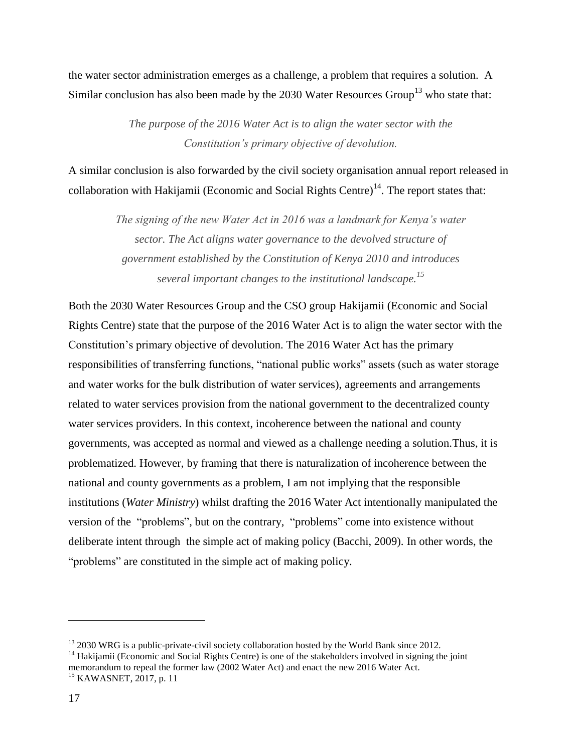the water sector administration emerges as a challenge, a problem that requires a solution. A Similar conclusion has also been made by the 2030 Water Resources Group[13] who state that:

> *The purpose of the 2016 Water Act is to align the water sector with the Constitution's primary objective of devolution.*

A similar conclusion is also forwarded by the civil society organisation annual report released in collaboration with Hakijamii (Economic and Social Rights Centre)[14]. The report states that:

> *The signing of the new Water Act in 2016 was a landmark for Kenya's water sector. The Act aligns water governance to the devolved structure of government established by the Constitution of Kenya 2010 and introduces several important changes to the institutional landscape.[15]*

Both the 2030 Water Resources Group and the CSO group Hakijamii (Economic and Social Rights Centre) state that the purpose of the 2016 Water Act is to align the water sector with the Constitution's primary objective of devolution. The 2016 Water Act has the primary responsibilities of transferring functions, "national public works" assets (such as water storage and water works for the bulk distribution of water services), agreements and arrangements related to water services provision from the national government to the decentralized county water services providers. In this context, incoherence between the national and county governments, was accepted as normal and viewed as a challenge needing a solution.Thus, it is problematized. However, by framing that there is naturalization of incoherence between the national and county governments as a problem, I am not implying that the responsible institutions (*Water Ministry*) whilst drafting the 2016 Water Act intentionally manipulated the version of the "problems", but on the contrary, "problems" come into existence without deliberate intent through the simple act of making policy (Bacchi, 2009). In other words, the "problems" are constituted in the simple act of making policy.

---

[13] 2030 WRG is a public-private-civil society collaboration hosted by the World Bank since 2012.

[14] Hakijamii (Economic and Social Rights Centre) is one of the stakeholders involved in signing the joint memorandum to repeal the former law (2002 Water Act) and enact the new 2016 Water Act.

[15] KAWASNET, 2017, p. 11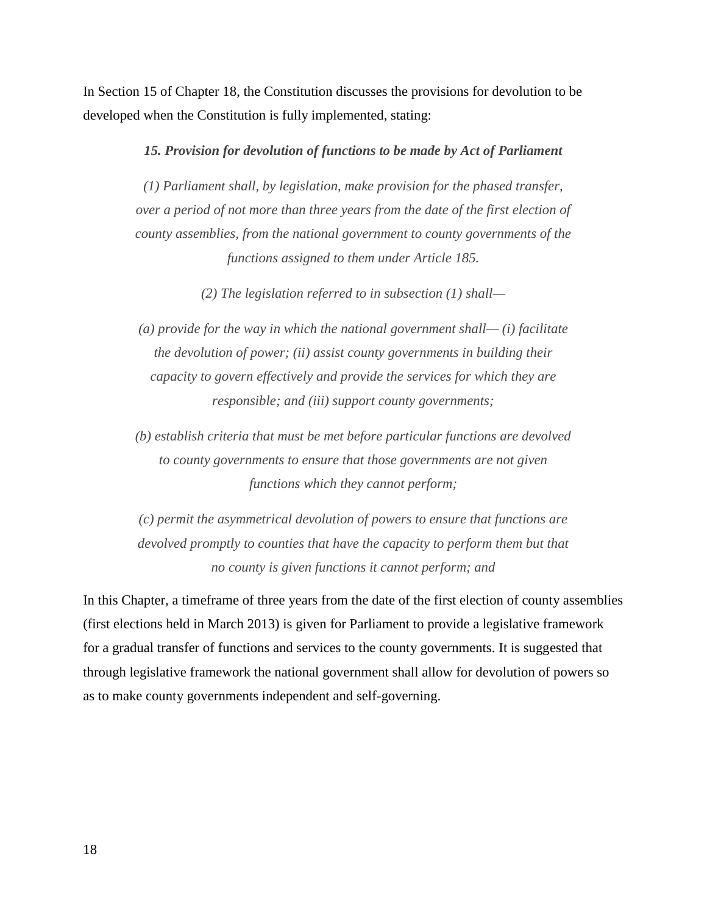In Section 15 of Chapter 18, the Constitution discusses the provisions for devolution to be developed when the Constitution is fully implemented, stating:

> ***15. Provision for devolution of functions to be made by Act of Parliament***
>
> *(1) Parliament shall, by legislation, make provision for the phased transfer, over a period of not more than three years from the date of the first election of county assemblies, from the national government to county governments of the functions assigned to them under Article 185.*
>
> *(2) The legislation referred to in subsection (1) shall—*
>
> *(a) provide for the way in which the national government shall— (i) facilitate the devolution of power; (ii) assist county governments in building their capacity to govern effectively and provide the services for which they are responsible; and (iii) support county governments;*
>
> *(b) establish criteria that must be met before particular functions are devolved to county governments to ensure that those governments are not given functions which they cannot perform;*
>
> *(c) permit the asymmetrical devolution of powers to ensure that functions are devolved promptly to counties that have the capacity to perform them but that no county is given functions it cannot perform; and*

In this Chapter, a timeframe of three years from the date of the first election of county assemblies (first elections held in March 2013) is given for Parliament to provide a legislative framework for a gradual transfer of functions and services to the county governments. It is suggested that through legislative framework the national government shall allow for devolution of powers so as to make county governments independent and self-governing.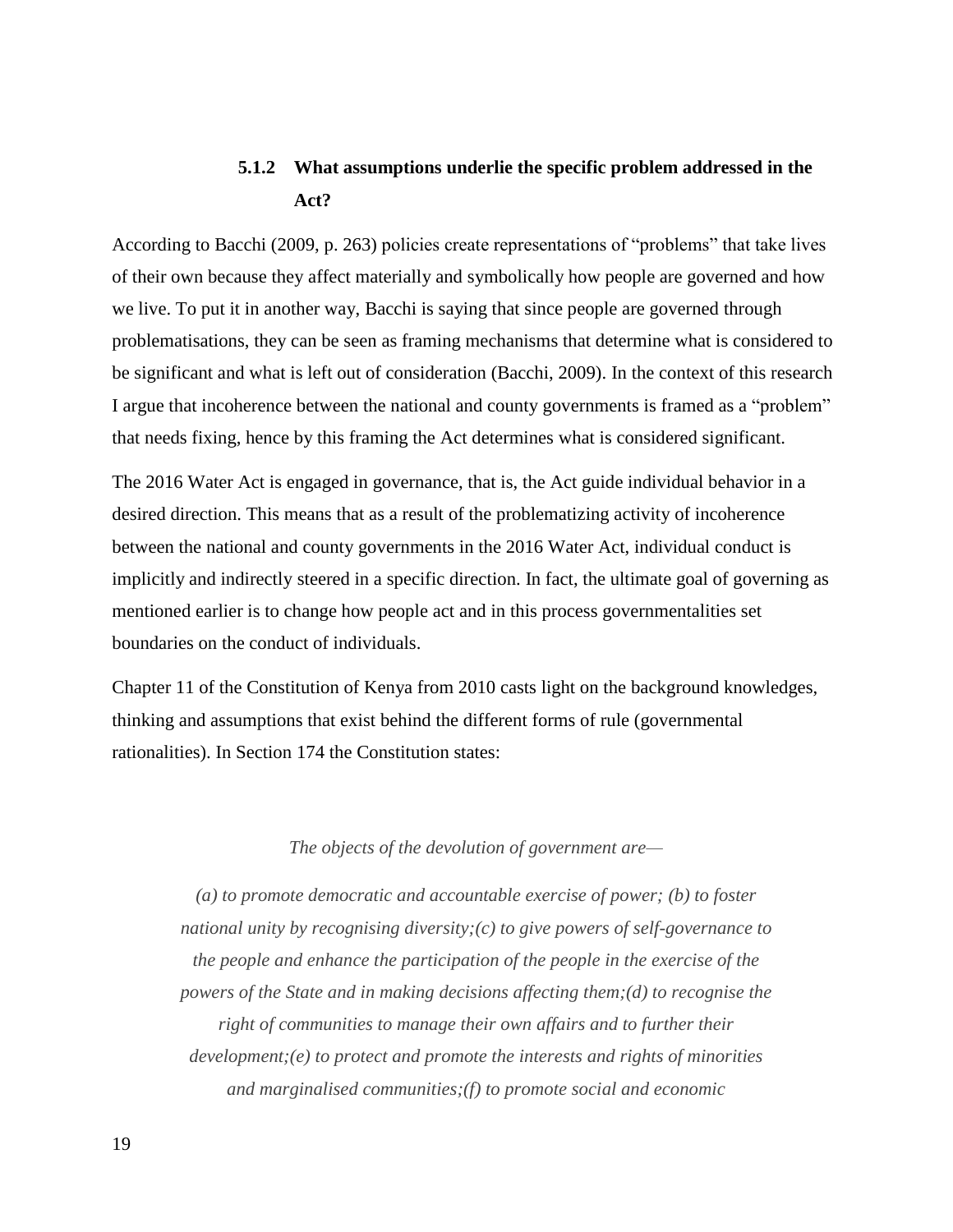### 5.1.2 What assumptions underlie the specific problem addressed in the Act?

According to Bacchi (2009, p. 263) policies create representations of "problems" that take lives of their own because they affect materially and symbolically how people are governed and how we live. To put it in another way, Bacchi is saying that since people are governed through problematisations, they can be seen as framing mechanisms that determine what is considered to be significant and what is left out of consideration (Bacchi, 2009). In the context of this research I argue that incoherence between the national and county governments is framed as a "problem" that needs fixing, hence by this framing the Act determines what is considered significant.

The 2016 Water Act is engaged in governance, that is, the Act guide individual behavior in a desired direction. This means that as a result of the problematizing activity of incoherence between the national and county governments in the 2016 Water Act, individual conduct is implicitly and indirectly steered in a specific direction. In fact, the ultimate goal of governing as mentioned earlier is to change how people act and in this process governmentalities set boundaries on the conduct of individuals.

Chapter 11 of the Constitution of Kenya from 2010 casts light on the background knowledges, thinking and assumptions that exist behind the different forms of rule (governmental rationalities). In Section 174 the Constitution states:

> *The objects of the devolution of government are—*
>
> *(a) to promote democratic and accountable exercise of power; (b) to foster national unity by recognising diversity;(c) to give powers of self-governance to the people and enhance the participation of the people in the exercise of the powers of the State and in making decisions affecting them;(d) to recognise the right of communities to manage their own affairs and to further their development;(e) to protect and promote the interests and rights of minorities and marginalised communities;(f) to promote social and economic*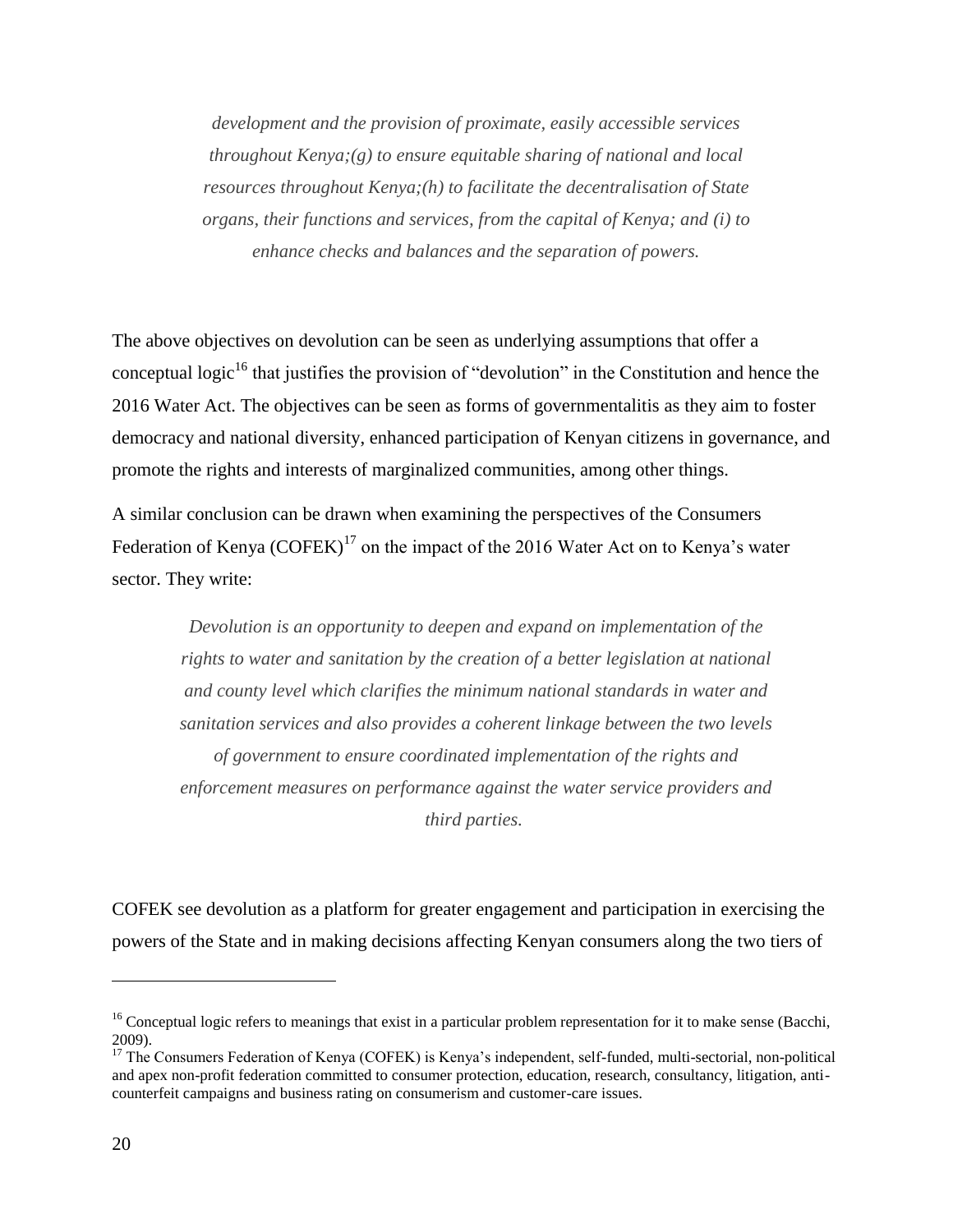*development and the provision of proximate, easily accessible services throughout Kenya;(g) to ensure equitable sharing of national and local resources throughout Kenya;(h) to facilitate the decentralisation of State organs, their functions and services, from the capital of Kenya; and (i) to enhance checks and balances and the separation of powers.*

The above objectives on devolution can be seen as underlying assumptions that offer a conceptual logic[16] that justifies the provision of "devolution" in the Constitution and hence the 2016 Water Act. The objectives can be seen as forms of governmentalitis as they aim to foster democracy and national diversity, enhanced participation of Kenyan citizens in governance, and promote the rights and interests of marginalized communities, among other things.

A similar conclusion can be drawn when examining the perspectives of the Consumers Federation of Kenya (COFEK)[17] on the impact of the 2016 Water Act on to Kenya's water sector. They write:

> *Devolution is an opportunity to deepen and expand on implementation of the rights to water and sanitation by the creation of a better legislation at national and county level which clarifies the minimum national standards in water and sanitation services and also provides a coherent linkage between the two levels of government to ensure coordinated implementation of the rights and enforcement measures on performance against the water service providers and third parties.*

COFEK see devolution as a platform for greater engagement and participation in exercising the powers of the State and in making decisions affecting Kenyan consumers along the two tiers of

---

[16] Conceptual logic refers to meanings that exist in a particular problem representation for it to make sense (Bacchi, 2009).

[17] The Consumers Federation of Kenya (COFEK) is Kenya's independent, self-funded, multi-sectorial, non-political and apex non-profit federation committed to consumer protection, education, research, consultancy, litigation, anti-counterfeit campaigns and business rating on consumerism and customer-care issues.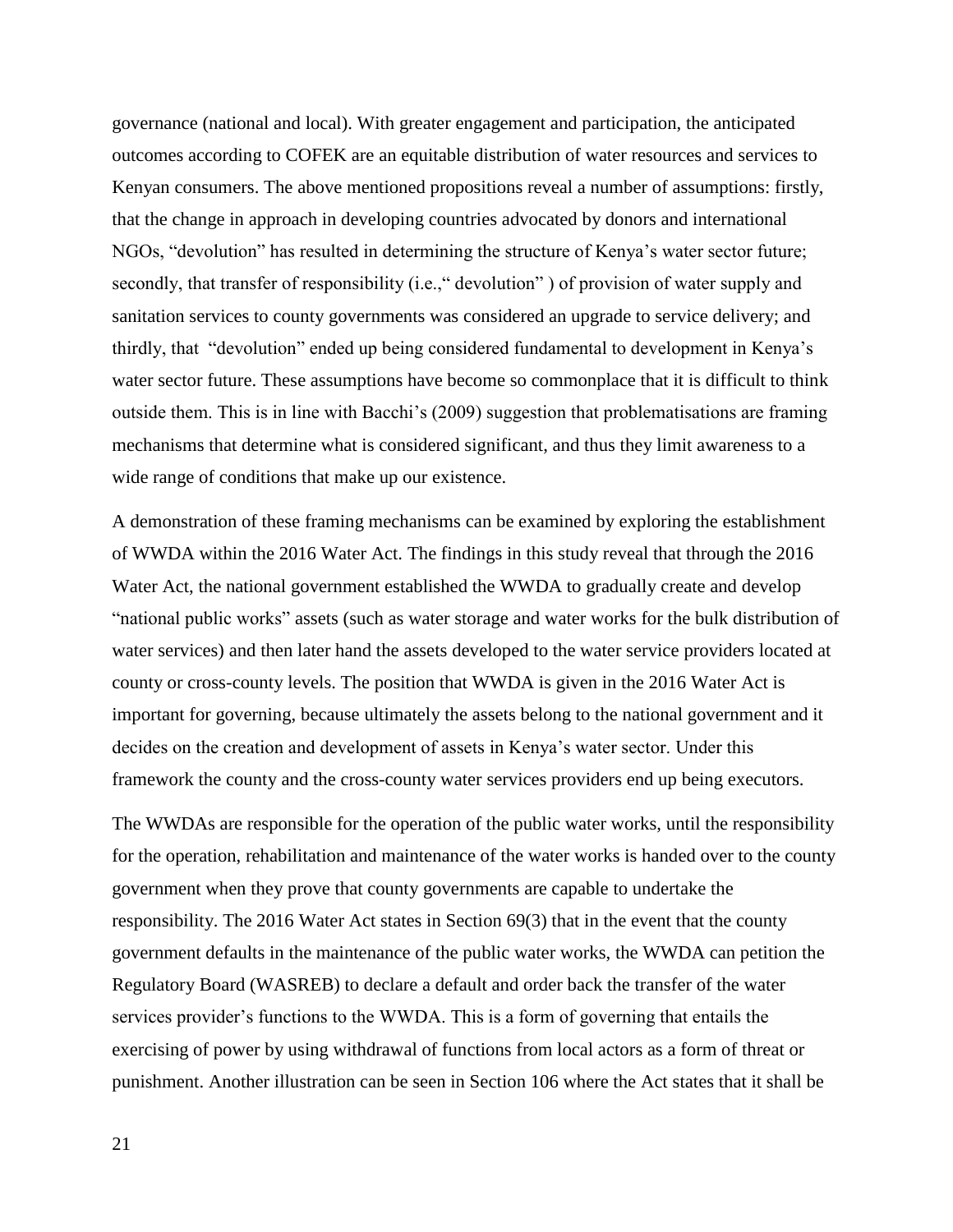governance (national and local). With greater engagement and participation, the anticipated outcomes according to COFEK are an equitable distribution of water resources and services to Kenyan consumers. The above mentioned propositions reveal a number of assumptions: firstly, that the change in approach in developing countries advocated by donors and international NGOs, "devolution" has resulted in determining the structure of Kenya's water sector future; secondly, that transfer of responsibility (i.e.," devolution" ) of provision of water supply and sanitation services to county governments was considered an upgrade to service delivery; and thirdly, that "devolution" ended up being considered fundamental to development in Kenya's water sector future. These assumptions have become so commonplace that it is difficult to think outside them. This is in line with Bacchi's (2009) suggestion that problematisations are framing mechanisms that determine what is considered significant, and thus they limit awareness to a wide range of conditions that make up our existence.

A demonstration of these framing mechanisms can be examined by exploring the establishment of WWDA within the 2016 Water Act. The findings in this study reveal that through the 2016 Water Act, the national government established the WWDA to gradually create and develop "national public works" assets (such as water storage and water works for the bulk distribution of water services) and then later hand the assets developed to the water service providers located at county or cross-county levels. The position that WWDA is given in the 2016 Water Act is important for governing, because ultimately the assets belong to the national government and it decides on the creation and development of assets in Kenya's water sector. Under this framework the county and the cross-county water services providers end up being executors.

The WWDAs are responsible for the operation of the public water works, until the responsibility for the operation, rehabilitation and maintenance of the water works is handed over to the county government when they prove that county governments are capable to undertake the responsibility. The 2016 Water Act states in Section 69(3) that in the event that the county government defaults in the maintenance of the public water works, the WWDA can petition the Regulatory Board (WASREB) to declare a default and order back the transfer of the water services provider's functions to the WWDA. This is a form of governing that entails the exercising of power by using withdrawal of functions from local actors as a form of threat or punishment. Another illustration can be seen in Section 106 where the Act states that it shall be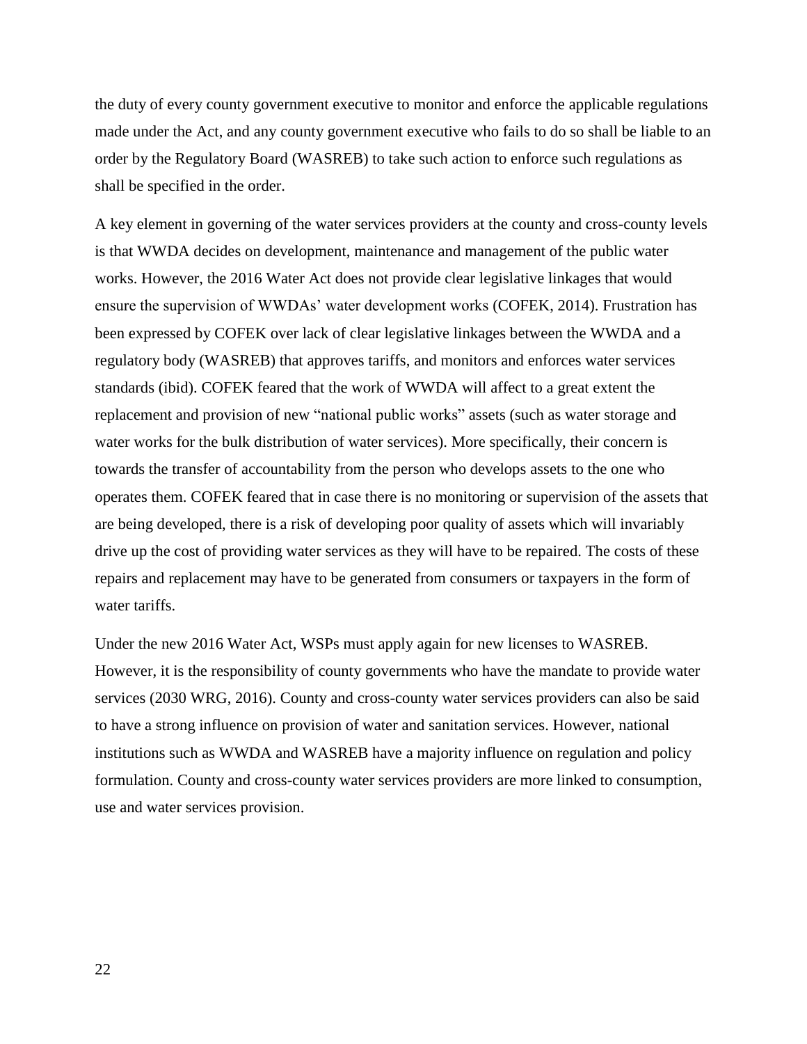the duty of every county government executive to monitor and enforce the applicable regulations made under the Act, and any county government executive who fails to do so shall be liable to an order by the Regulatory Board (WASREB) to take such action to enforce such regulations as shall be specified in the order.

A key element in governing of the water services providers at the county and cross-county levels is that WWDA decides on development, maintenance and management of the public water works. However, the 2016 Water Act does not provide clear legislative linkages that would ensure the supervision of WWDAs' water development works (COFEK, 2014). Frustration has been expressed by COFEK over lack of clear legislative linkages between the WWDA and a regulatory body (WASREB) that approves tariffs, and monitors and enforces water services standards (ibid). COFEK feared that the work of WWDA will affect to a great extent the replacement and provision of new "national public works" assets (such as water storage and water works for the bulk distribution of water services). More specifically, their concern is towards the transfer of accountability from the person who develops assets to the one who operates them. COFEK feared that in case there is no monitoring or supervision of the assets that are being developed, there is a risk of developing poor quality of assets which will invariably drive up the cost of providing water services as they will have to be repaired. The costs of these repairs and replacement may have to be generated from consumers or taxpayers in the form of water tariffs.

Under the new 2016 Water Act, WSPs must apply again for new licenses to WASREB. However, it is the responsibility of county governments who have the mandate to provide water services (2030 WRG, 2016). County and cross-county water services providers can also be said to have a strong influence on provision of water and sanitation services. However, national institutions such as WWDA and WASREB have a majority influence on regulation and policy formulation. County and cross-county water services providers are more linked to consumption, use and water services provision.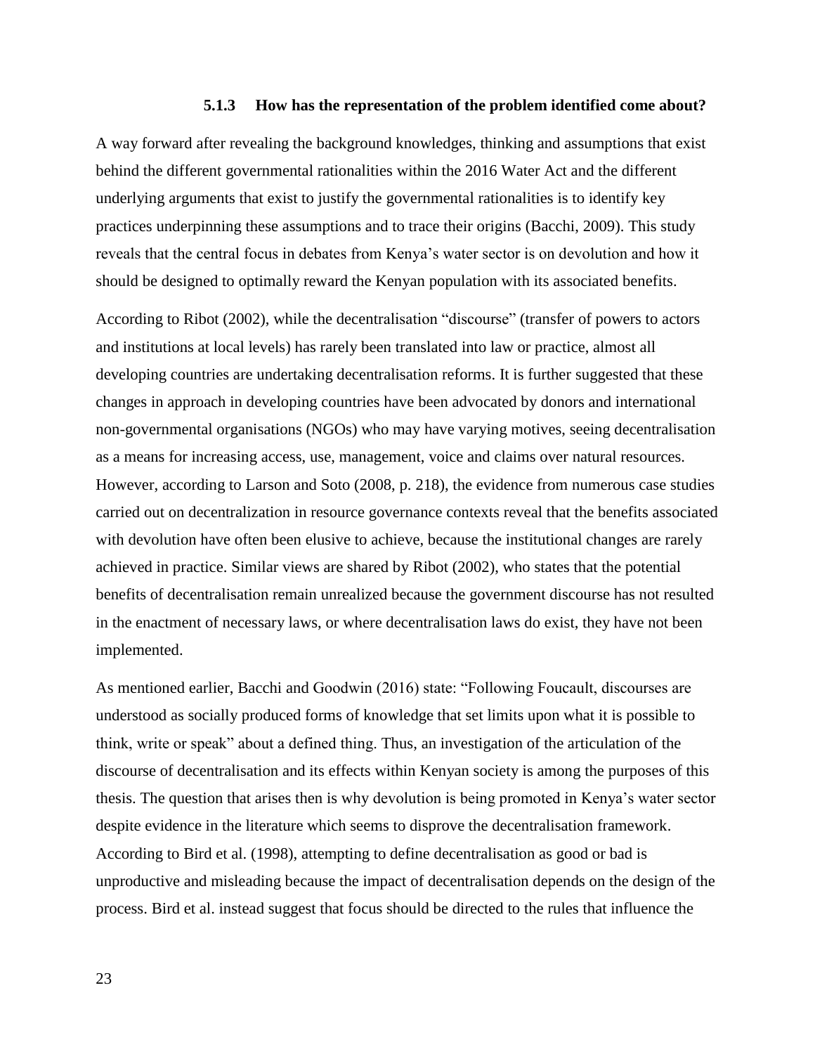### 5.1.3 How has the representation of the problem identified come about?

A way forward after revealing the background knowledges, thinking and assumptions that exist behind the different governmental rationalities within the 2016 Water Act and the different underlying arguments that exist to justify the governmental rationalities is to identify key practices underpinning these assumptions and to trace their origins (Bacchi, 2009). This study reveals that the central focus in debates from Kenya's water sector is on devolution and how it should be designed to optimally reward the Kenyan population with its associated benefits.

According to Ribot (2002), while the decentralisation "discourse" (transfer of powers to actors and institutions at local levels) has rarely been translated into law or practice, almost all developing countries are undertaking decentralisation reforms. It is further suggested that these changes in approach in developing countries have been advocated by donors and international non-governmental organisations (NGOs) who may have varying motives, seeing decentralisation as a means for increasing access, use, management, voice and claims over natural resources. However, according to Larson and Soto (2008, p. 218), the evidence from numerous case studies carried out on decentralization in resource governance contexts reveal that the benefits associated with devolution have often been elusive to achieve, because the institutional changes are rarely achieved in practice. Similar views are shared by Ribot (2002), who states that the potential benefits of decentralisation remain unrealized because the government discourse has not resulted in the enactment of necessary laws, or where decentralisation laws do exist, they have not been implemented.

As mentioned earlier, Bacchi and Goodwin (2016) state: "Following Foucault, discourses are understood as socially produced forms of knowledge that set limits upon what it is possible to think, write or speak" about a defined thing. Thus, an investigation of the articulation of the discourse of decentralisation and its effects within Kenyan society is among the purposes of this thesis. The question that arises then is why devolution is being promoted in Kenya's water sector despite evidence in the literature which seems to disprove the decentralisation framework. According to Bird et al. (1998), attempting to define decentralisation as good or bad is unproductive and misleading because the impact of decentralisation depends on the design of the process. Bird et al. instead suggest that focus should be directed to the rules that influence the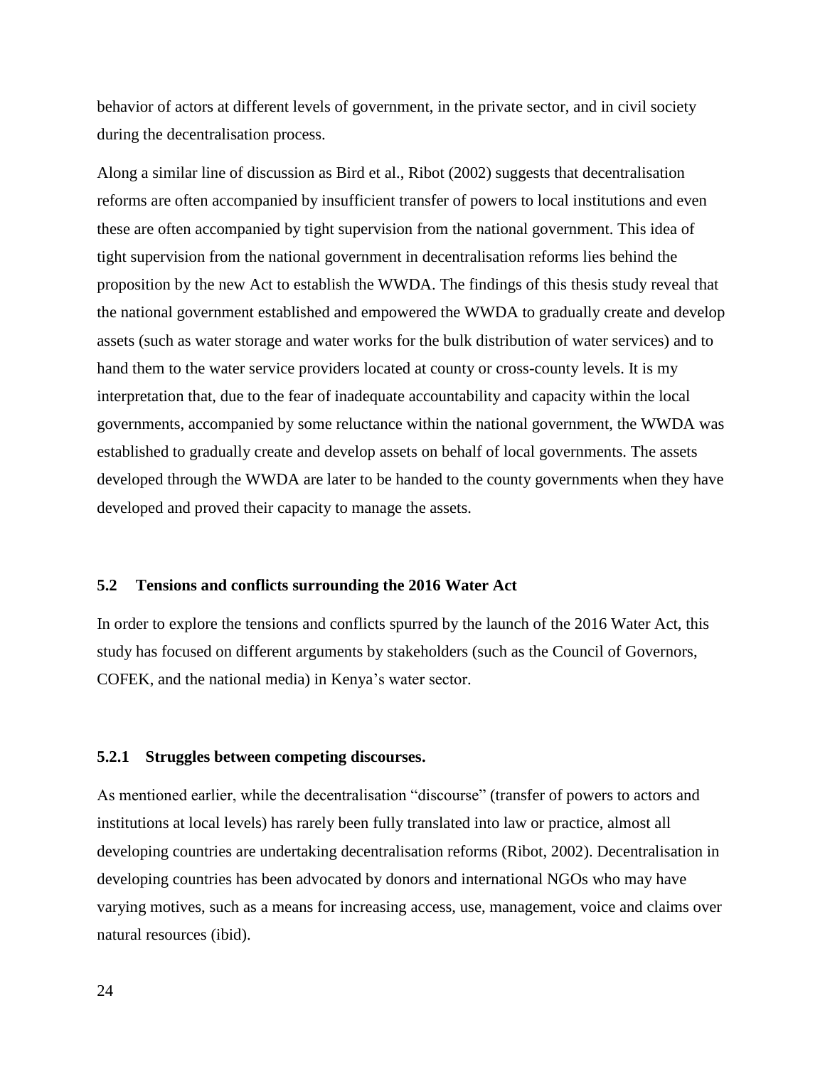behavior of actors at different levels of government, in the private sector, and in civil society during the decentralisation process.

Along a similar line of discussion as Bird et al., Ribot (2002) suggests that decentralisation reforms are often accompanied by insufficient transfer of powers to local institutions and even these are often accompanied by tight supervision from the national government. This idea of tight supervision from the national government in decentralisation reforms lies behind the proposition by the new Act to establish the WWDA. The findings of this thesis study reveal that the national government established and empowered the WWDA to gradually create and develop assets (such as water storage and water works for the bulk distribution of water services) and to hand them to the water service providers located at county or cross-county levels. It is my interpretation that, due to the fear of inadequate accountability and capacity within the local governments, accompanied by some reluctance within the national government, the WWDA was established to gradually create and develop assets on behalf of local governments. The assets developed through the WWDA are later to be handed to the county governments when they have developed and proved their capacity to manage the assets.

## 5.2 Tensions and conflicts surrounding the 2016 Water Act

In order to explore the tensions and conflicts spurred by the launch of the 2016 Water Act, this study has focused on different arguments by stakeholders (such as the Council of Governors, COFEK, and the national media) in Kenya's water sector.

### 5.2.1 Struggles between competing discourses.

As mentioned earlier, while the decentralisation "discourse" (transfer of powers to actors and institutions at local levels) has rarely been fully translated into law or practice, almost all developing countries are undertaking decentralisation reforms (Ribot, 2002). Decentralisation in developing countries has been advocated by donors and international NGOs who may have varying motives, such as a means for increasing access, use, management, voice and claims over natural resources (ibid).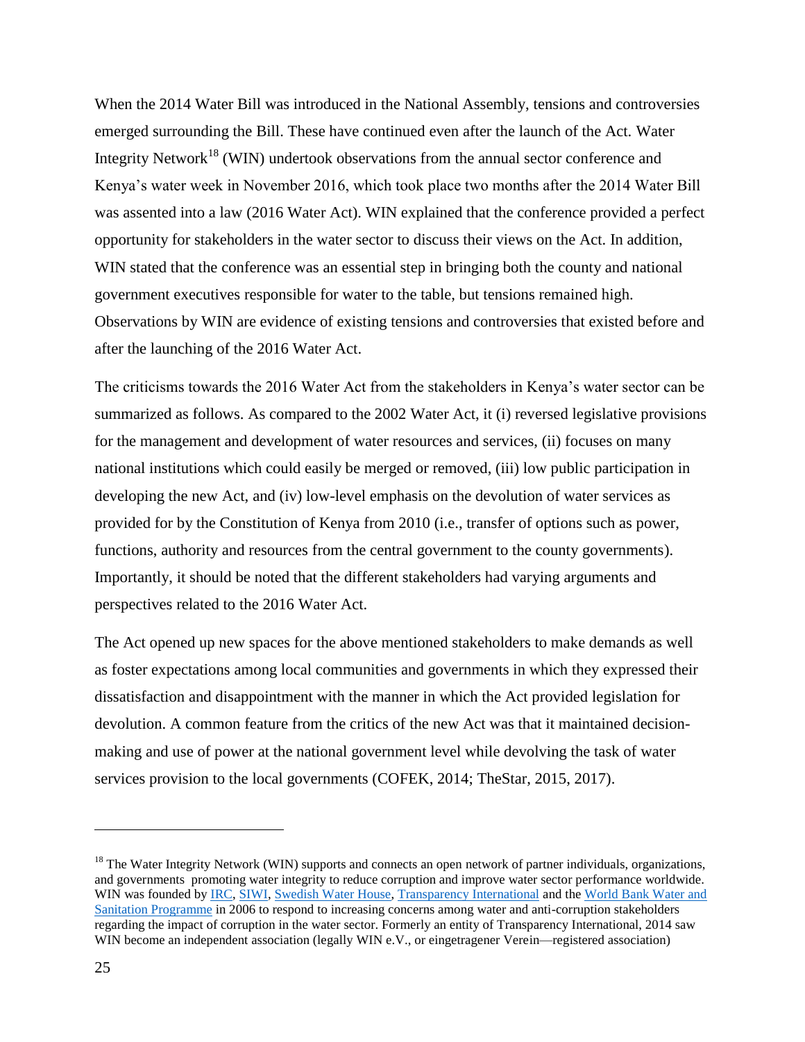When the 2014 Water Bill was introduced in the National Assembly, tensions and controversies emerged surrounding the Bill. These have continued even after the launch of the Act. Water Integrity Network[18] (WIN) undertook observations from the annual sector conference and Kenya's water week in November 2016, which took place two months after the 2014 Water Bill was assented into a law (2016 Water Act). WIN explained that the conference provided a perfect opportunity for stakeholders in the water sector to discuss their views on the Act. In addition, WIN stated that the conference was an essential step in bringing both the county and national government executives responsible for water to the table, but tensions remained high. Observations by WIN are evidence of existing tensions and controversies that existed before and after the launching of the 2016 Water Act.

The criticisms towards the 2016 Water Act from the stakeholders in Kenya's water sector can be summarized as follows. As compared to the 2002 Water Act, it (i) reversed legislative provisions for the management and development of water resources and services, (ii) focuses on many national institutions which could easily be merged or removed, (iii) low public participation in developing the new Act, and (iv) low-level emphasis on the devolution of water services as provided for by the Constitution of Kenya from 2010 (i.e., transfer of options such as power, functions, authority and resources from the central government to the county governments). Importantly, it should be noted that the different stakeholders had varying arguments and perspectives related to the 2016 Water Act.

The Act opened up new spaces for the above mentioned stakeholders to make demands as well as foster expectations among local communities and governments in which they expressed their dissatisfaction and disappointment with the manner in which the Act provided legislation for devolution. A common feature from the critics of the new Act was that it maintained decision-making and use of power at the national government level while devolving the task of water services provision to the local governments (COFEK, 2014; TheStar, 2015, 2017).

[18] The Water Integrity Network (WIN) supports and connects an open network of partner individuals, organizations, and governments promoting water integrity to reduce corruption and improve water sector performance worldwide. WIN was founded by IRC, SIWI, Swedish Water House, Transparency International and the World Bank Water and Sanitation Programme in 2006 to respond to increasing concerns among water and anti-corruption stakeholders regarding the impact of corruption in the water sector. Formerly an entity of Transparency International, 2014 saw WIN become an independent association (legally WIN e.V., or eingetragener Verein—registered association)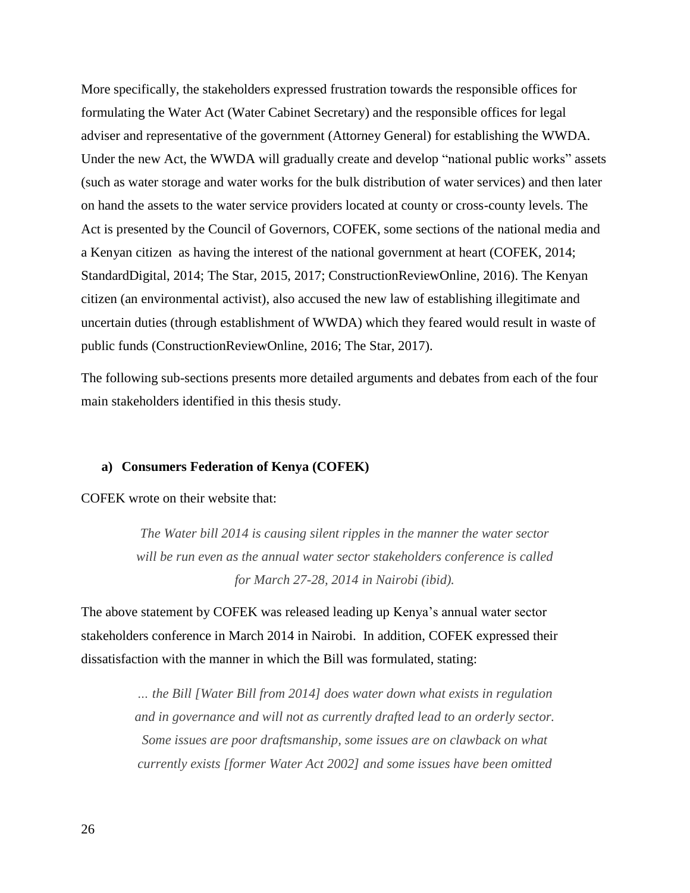More specifically, the stakeholders expressed frustration towards the responsible offices for formulating the Water Act (Water Cabinet Secretary) and the responsible offices for legal adviser and representative of the government (Attorney General) for establishing the WWDA. Under the new Act, the WWDA will gradually create and develop "national public works" assets (such as water storage and water works for the bulk distribution of water services) and then later on hand the assets to the water service providers located at county or cross-county levels. The Act is presented by the Council of Governors, COFEK, some sections of the national media and a Kenyan citizen as having the interest of the national government at heart (COFEK, 2014; StandardDigital, 2014; The Star, 2015, 2017; ConstructionReviewOnline, 2016). The Kenyan citizen (an environmental activist), also accused the new law of establishing illegitimate and uncertain duties (through establishment of WWDA) which they feared would result in waste of public funds (ConstructionReviewOnline, 2016; The Star, 2017).

The following sub-sections presents more detailed arguments and debates from each of the four main stakeholders identified in this thesis study.

#### a) Consumers Federation of Kenya (COFEK)

COFEK wrote on their website that:

> *The Water bill 2014 is causing silent ripples in the manner the water sector will be run even as the annual water sector stakeholders conference is called for March 27-28, 2014 in Nairobi (ibid).*

The above statement by COFEK was released leading up Kenya's annual water sector stakeholders conference in March 2014 in Nairobi. In addition, COFEK expressed their dissatisfaction with the manner in which the Bill was formulated, stating:

> *… the Bill [Water Bill from 2014] does water down what exists in regulation and in governance and will not as currently drafted lead to an orderly sector. Some issues are poor draftsmanship, some issues are on clawback on what currently exists [former Water Act 2002] and some issues have been omitted*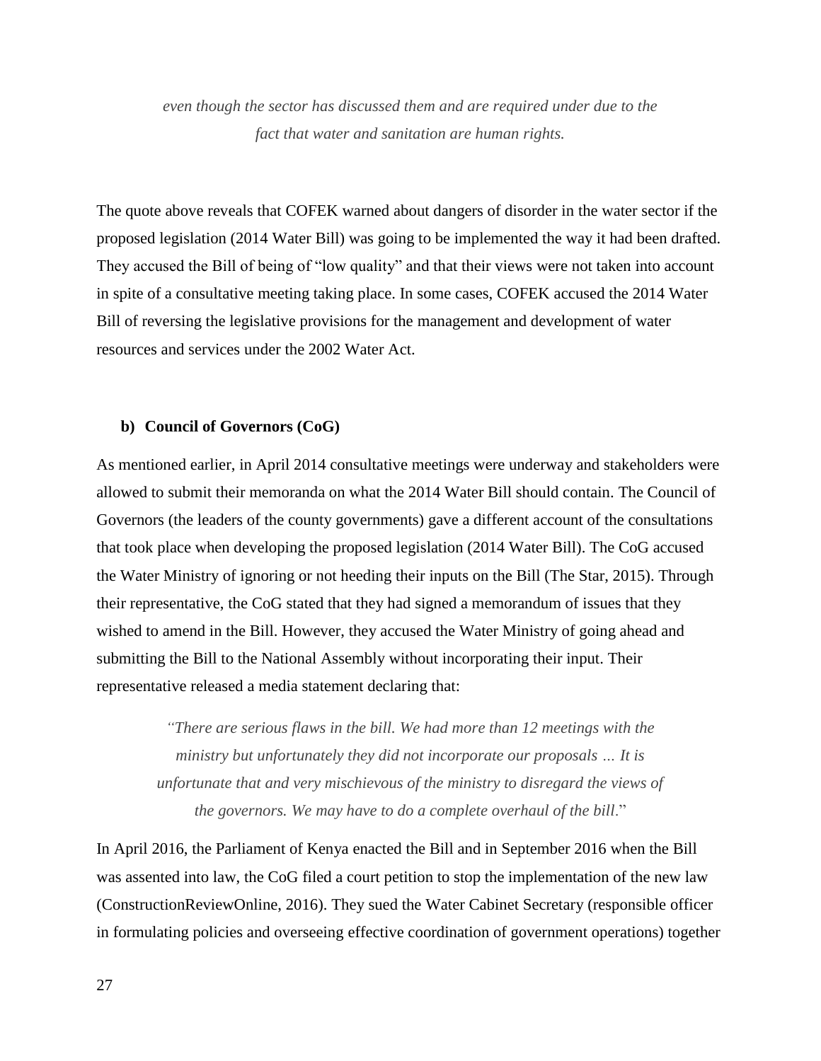*even though the sector has discussed them and are required under due to the fact that water and sanitation are human rights.*

The quote above reveals that COFEK warned about dangers of disorder in the water sector if the proposed legislation (2014 Water Bill) was going to be implemented the way it had been drafted. They accused the Bill of being of "low quality" and that their views were not taken into account in spite of a consultative meeting taking place. In some cases, COFEK accused the 2014 Water Bill of reversing the legislative provisions for the management and development of water resources and services under the 2002 Water Act.

**b) Council of Governors (CoG)**

As mentioned earlier, in April 2014 consultative meetings were underway and stakeholders were allowed to submit their memoranda on what the 2014 Water Bill should contain. The Council of Governors (the leaders of the county governments) gave a different account of the consultations that took place when developing the proposed legislation (2014 Water Bill). The CoG accused the Water Ministry of ignoring or not heeding their inputs on the Bill (The Star, 2015). Through their representative, the CoG stated that they had signed a memorandum of issues that they wished to amend in the Bill. However, they accused the Water Ministry of going ahead and submitting the Bill to the National Assembly without incorporating their input. Their representative released a media statement declaring that:

*"There are serious flaws in the bill. We had more than 12 meetings with the ministry but unfortunately they did not incorporate our proposals … It is unfortunate that and very mischievous of the ministry to disregard the views of the governors. We may have to do a complete overhaul of the bill.*"

In April 2016, the Parliament of Kenya enacted the Bill and in September 2016 when the Bill was assented into law, the CoG filed a court petition to stop the implementation of the new law (ConstructionReviewOnline, 2016). They sued the Water Cabinet Secretary (responsible officer in formulating policies and overseeing effective coordination of government operations) together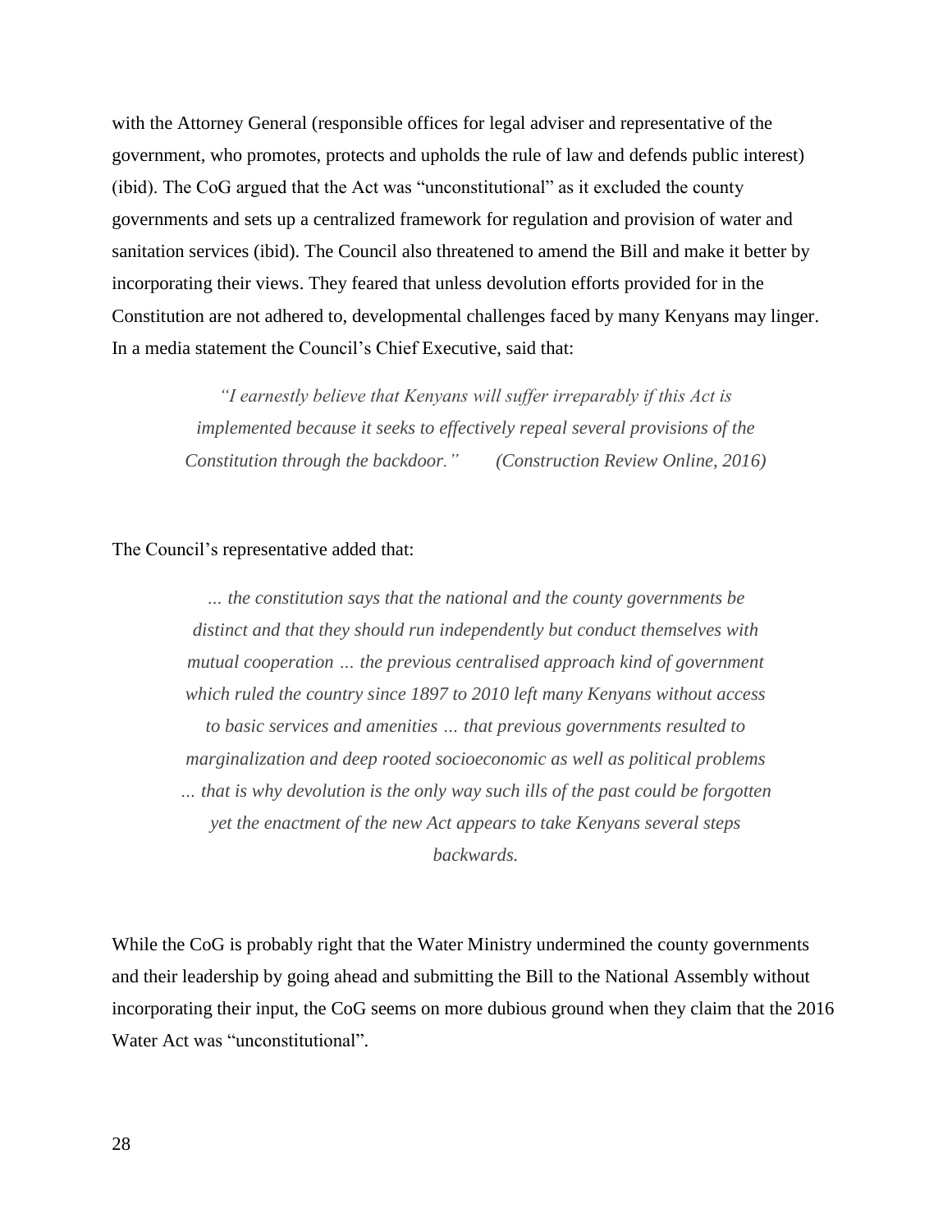with the Attorney General (responsible offices for legal adviser and representative of the government, who promotes, protects and upholds the rule of law and defends public interest) (ibid). The CoG argued that the Act was "unconstitutional" as it excluded the county governments and sets up a centralized framework for regulation and provision of water and sanitation services (ibid). The Council also threatened to amend the Bill and make it better by incorporating their views. They feared that unless devolution efforts provided for in the Constitution are not adhered to, developmental challenges faced by many Kenyans may linger. In a media statement the Council's Chief Executive, said that:

> *"I earnestly believe that Kenyans will suffer irreparably if this Act is implemented because it seeks to effectively repeal several provisions of the Constitution through the backdoor."* *(Construction Review Online, 2016)*

The Council's representative added that:

> *… the constitution says that the national and the county governments be distinct and that they should run independently but conduct themselves with mutual cooperation … the previous centralised approach kind of government which ruled the country since 1897 to 2010 left many Kenyans without access to basic services and amenities … that previous governments resulted to marginalization and deep rooted socioeconomic as well as political problems … that is why devolution is the only way such ills of the past could be forgotten yet the enactment of the new Act appears to take Kenyans several steps backwards.*

While the CoG is probably right that the Water Ministry undermined the county governments and their leadership by going ahead and submitting the Bill to the National Assembly without incorporating their input, the CoG seems on more dubious ground when they claim that the 2016 Water Act was "unconstitutional".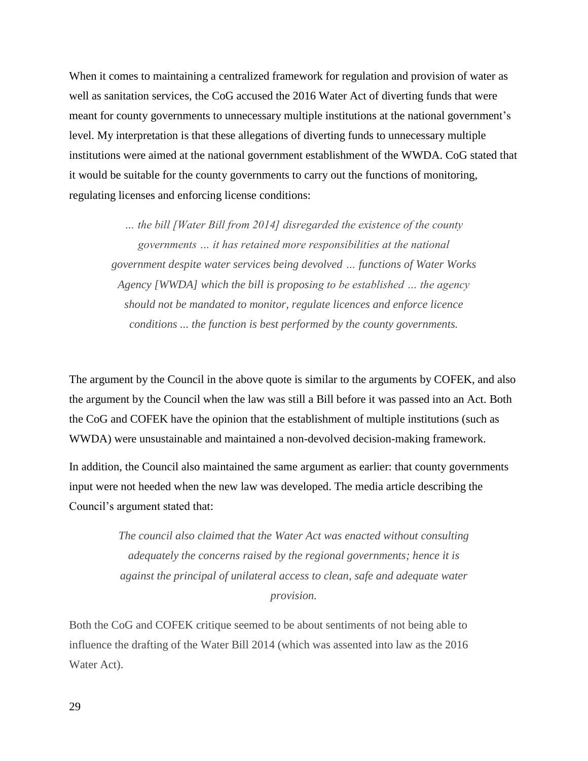When it comes to maintaining a centralized framework for regulation and provision of water as well as sanitation services, the CoG accused the 2016 Water Act of diverting funds that were meant for county governments to unnecessary multiple institutions at the national government's level. My interpretation is that these allegations of diverting funds to unnecessary multiple institutions were aimed at the national government establishment of the WWDA. CoG stated that it would be suitable for the county governments to carry out the functions of monitoring, regulating licenses and enforcing license conditions:

> *… the bill [Water Bill from 2014] disregarded the existence of the county governments … it has retained more responsibilities at the national government despite water services being devolved … functions of Water Works Agency [WWDA] which the bill is proposing to be established … the agency should not be mandated to monitor, regulate licences and enforce licence conditions ... the function is best performed by the county governments.*

The argument by the Council in the above quote is similar to the arguments by COFEK, and also the argument by the Council when the law was still a Bill before it was passed into an Act. Both the CoG and COFEK have the opinion that the establishment of multiple institutions (such as WWDA) were unsustainable and maintained a non-devolved decision-making framework.

In addition, the Council also maintained the same argument as earlier: that county governments input were not heeded when the new law was developed. The media article describing the Council's argument stated that:

> *The council also claimed that the Water Act was enacted without consulting adequately the concerns raised by the regional governments; hence it is against the principal of unilateral access to clean, safe and adequate water provision.*

Both the CoG and COFEK critique seemed to be about sentiments of not being able to influence the drafting of the Water Bill 2014 (which was assented into law as the 2016 Water Act).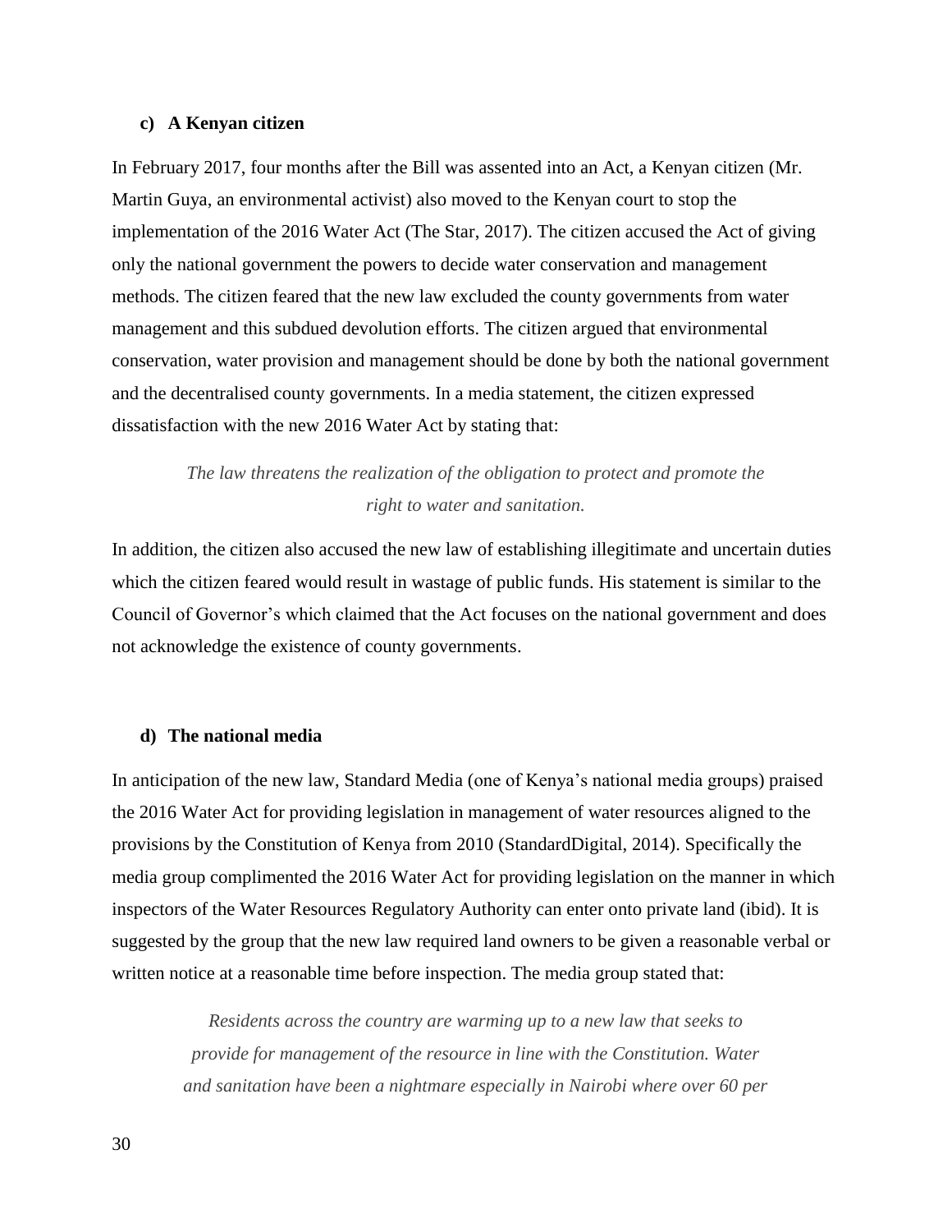### c) A Kenyan citizen

In February 2017, four months after the Bill was assented into an Act, a Kenyan citizen (Mr. Martin Guya, an environmental activist) also moved to the Kenyan court to stop the implementation of the 2016 Water Act (The Star, 2017). The citizen accused the Act of giving only the national government the powers to decide water conservation and management methods. The citizen feared that the new law excluded the county governments from water management and this subdued devolution efforts. The citizen argued that environmental conservation, water provision and management should be done by both the national government and the decentralised county governments. In a media statement, the citizen expressed dissatisfaction with the new 2016 Water Act by stating that:

> *The law threatens the realization of the obligation to protect and promote the right to water and sanitation.*

In addition, the citizen also accused the new law of establishing illegitimate and uncertain duties which the citizen feared would result in wastage of public funds. His statement is similar to the Council of Governor's which claimed that the Act focuses on the national government and does not acknowledge the existence of county governments.

### d) The national media

In anticipation of the new law, Standard Media (one of Kenya's national media groups) praised the 2016 Water Act for providing legislation in management of water resources aligned to the provisions by the Constitution of Kenya from 2010 (StandardDigital, 2014). Specifically the media group complimented the 2016 Water Act for providing legislation on the manner in which inspectors of the Water Resources Regulatory Authority can enter onto private land (ibid). It is suggested by the group that the new law required land owners to be given a reasonable verbal or written notice at a reasonable time before inspection. The media group stated that:

> *Residents across the country are warming up to a new law that seeks to provide for management of the resource in line with the Constitution. Water and sanitation have been a nightmare especially in Nairobi where over 60 per*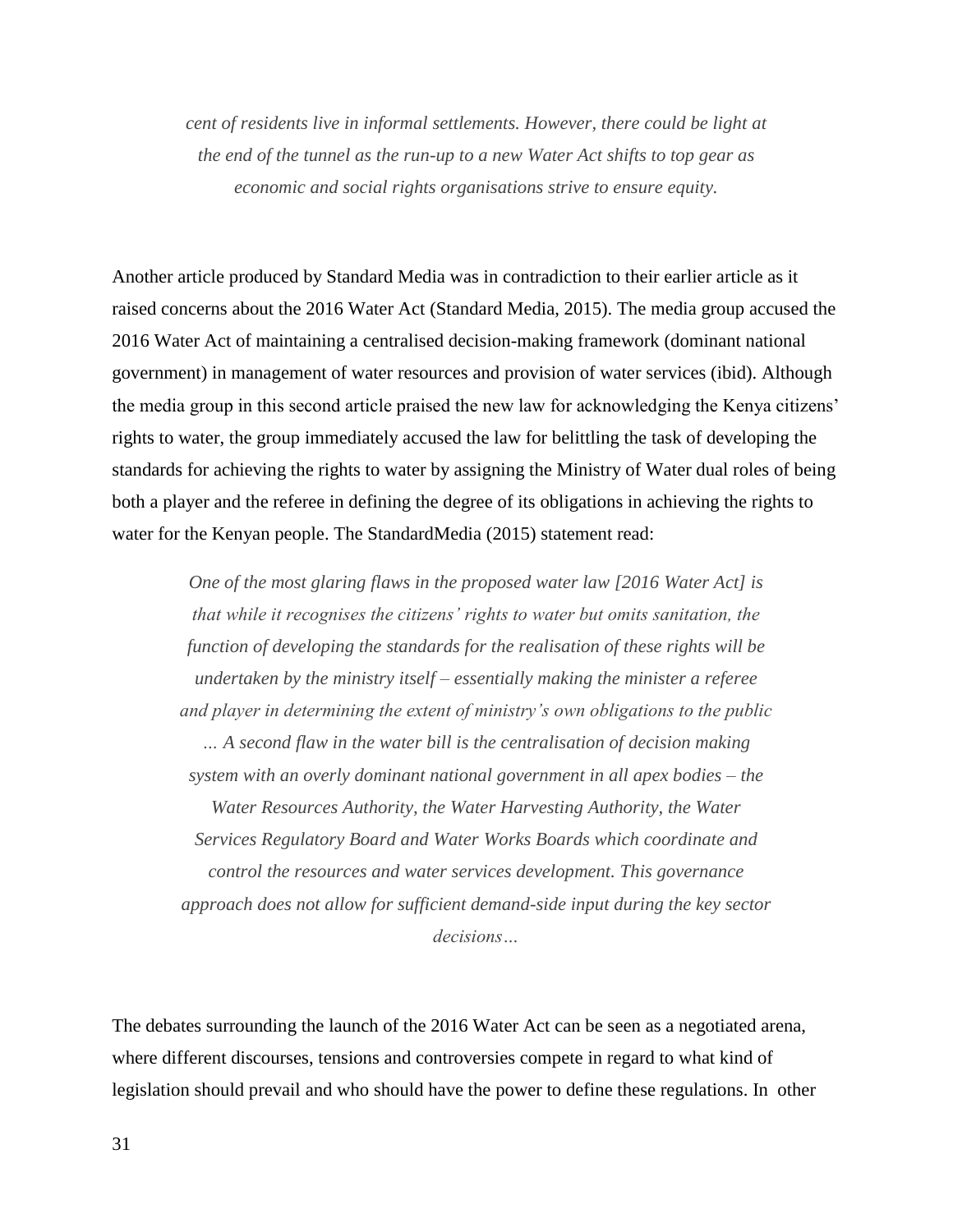*cent of residents live in informal settlements. However, there could be light at the end of the tunnel as the run-up to a new Water Act shifts to top gear as economic and social rights organisations strive to ensure equity.*

Another article produced by Standard Media was in contradiction to their earlier article as it raised concerns about the 2016 Water Act (Standard Media, 2015). The media group accused the 2016 Water Act of maintaining a centralised decision-making framework (dominant national government) in management of water resources and provision of water services (ibid). Although the media group in this second article praised the new law for acknowledging the Kenya citizens' rights to water, the group immediately accused the law for belittling the task of developing the standards for achieving the rights to water by assigning the Ministry of Water dual roles of being both a player and the referee in defining the degree of its obligations in achieving the rights to water for the Kenyan people. The StandardMedia (2015) statement read:

> *One of the most glaring flaws in the proposed water law [2016 Water Act] is that while it recognises the citizens' rights to water but omits sanitation, the function of developing the standards for the realisation of these rights will be undertaken by the ministry itself – essentially making the minister a referee and player in determining the extent of ministry's own obligations to the public … A second flaw in the water bill is the centralisation of decision making system with an overly dominant national government in all apex bodies – the Water Resources Authority, the Water Harvesting Authority, the Water Services Regulatory Board and Water Works Boards which coordinate and control the resources and water services development. This governance approach does not allow for sufficient demand-side input during the key sector decisions…*

The debates surrounding the launch of the 2016 Water Act can be seen as a negotiated arena, where different discourses, tensions and controversies compete in regard to what kind of legislation should prevail and who should have the power to define these regulations. In other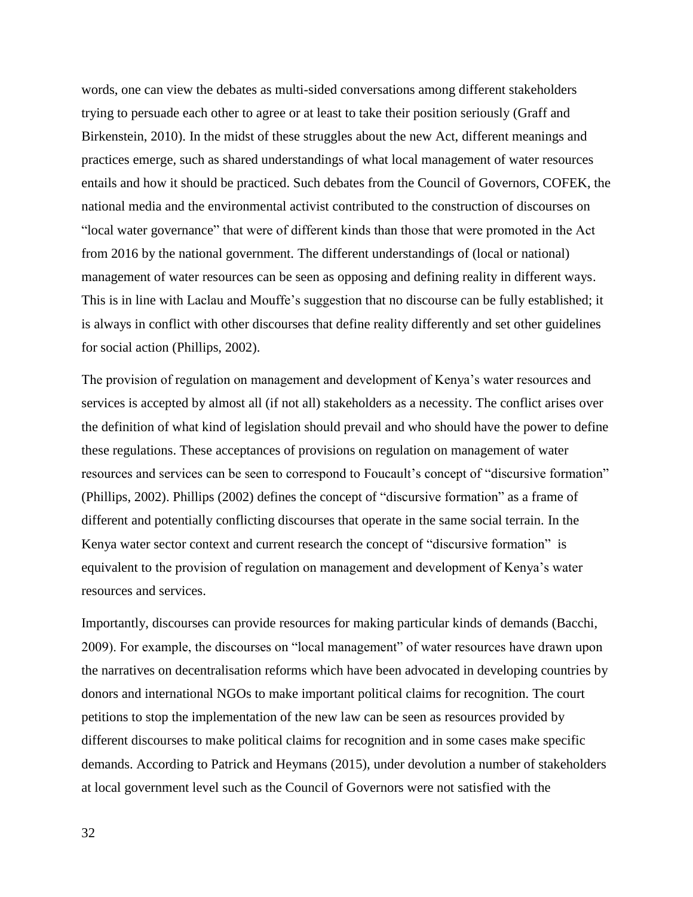words, one can view the debates as multi-sided conversations among different stakeholders trying to persuade each other to agree or at least to take their position seriously (Graff and Birkenstein, 2010). In the midst of these struggles about the new Act, different meanings and practices emerge, such as shared understandings of what local management of water resources entails and how it should be practiced. Such debates from the Council of Governors, COFEK, the national media and the environmental activist contributed to the construction of discourses on "local water governance" that were of different kinds than those that were promoted in the Act from 2016 by the national government. The different understandings of (local or national) management of water resources can be seen as opposing and defining reality in different ways. This is in line with Laclau and Mouffe's suggestion that no discourse can be fully established; it is always in conflict with other discourses that define reality differently and set other guidelines for social action (Phillips, 2002).

The provision of regulation on management and development of Kenya's water resources and services is accepted by almost all (if not all) stakeholders as a necessity. The conflict arises over the definition of what kind of legislation should prevail and who should have the power to define these regulations. These acceptances of provisions on regulation on management of water resources and services can be seen to correspond to Foucault's concept of "discursive formation" (Phillips, 2002). Phillips (2002) defines the concept of "discursive formation" as a frame of different and potentially conflicting discourses that operate in the same social terrain. In the Kenya water sector context and current research the concept of "discursive formation" is equivalent to the provision of regulation on management and development of Kenya's water resources and services.

Importantly, discourses can provide resources for making particular kinds of demands (Bacchi, 2009). For example, the discourses on "local management" of water resources have drawn upon the narratives on decentralisation reforms which have been advocated in developing countries by donors and international NGOs to make important political claims for recognition. The court petitions to stop the implementation of the new law can be seen as resources provided by different discourses to make political claims for recognition and in some cases make specific demands. According to Patrick and Heymans (2015), under devolution a number of stakeholders at local government level such as the Council of Governors were not satisfied with the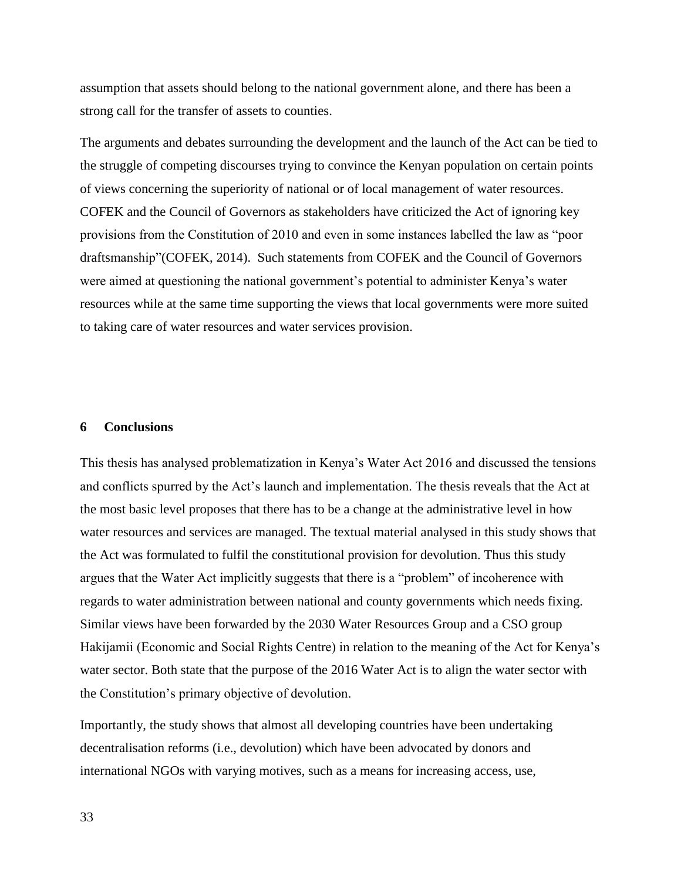assumption that assets should belong to the national government alone, and there has been a strong call for the transfer of assets to counties.

The arguments and debates surrounding the development and the launch of the Act can be tied to the struggle of competing discourses trying to convince the Kenyan population on certain points of views concerning the superiority of national or of local management of water resources. COFEK and the Council of Governors as stakeholders have criticized the Act of ignoring key provisions from the Constitution of 2010 and even in some instances labelled the law as "poor draftsmanship"(COFEK, 2014). Such statements from COFEK and the Council of Governors were aimed at questioning the national government's potential to administer Kenya's water resources while at the same time supporting the views that local governments were more suited to taking care of water resources and water services provision.

# 6 Conclusions

This thesis has analysed problematization in Kenya's Water Act 2016 and discussed the tensions and conflicts spurred by the Act's launch and implementation. The thesis reveals that the Act at the most basic level proposes that there has to be a change at the administrative level in how water resources and services are managed. The textual material analysed in this study shows that the Act was formulated to fulfil the constitutional provision for devolution. Thus this study argues that the Water Act implicitly suggests that there is a "problem" of incoherence with regards to water administration between national and county governments which needs fixing. Similar views have been forwarded by the 2030 Water Resources Group and a CSO group Hakijamii (Economic and Social Rights Centre) in relation to the meaning of the Act for Kenya's water sector. Both state that the purpose of the 2016 Water Act is to align the water sector with the Constitution's primary objective of devolution.

Importantly, the study shows that almost all developing countries have been undertaking decentralisation reforms (i.e., devolution) which have been advocated by donors and international NGOs with varying motives, such as a means for increasing access, use,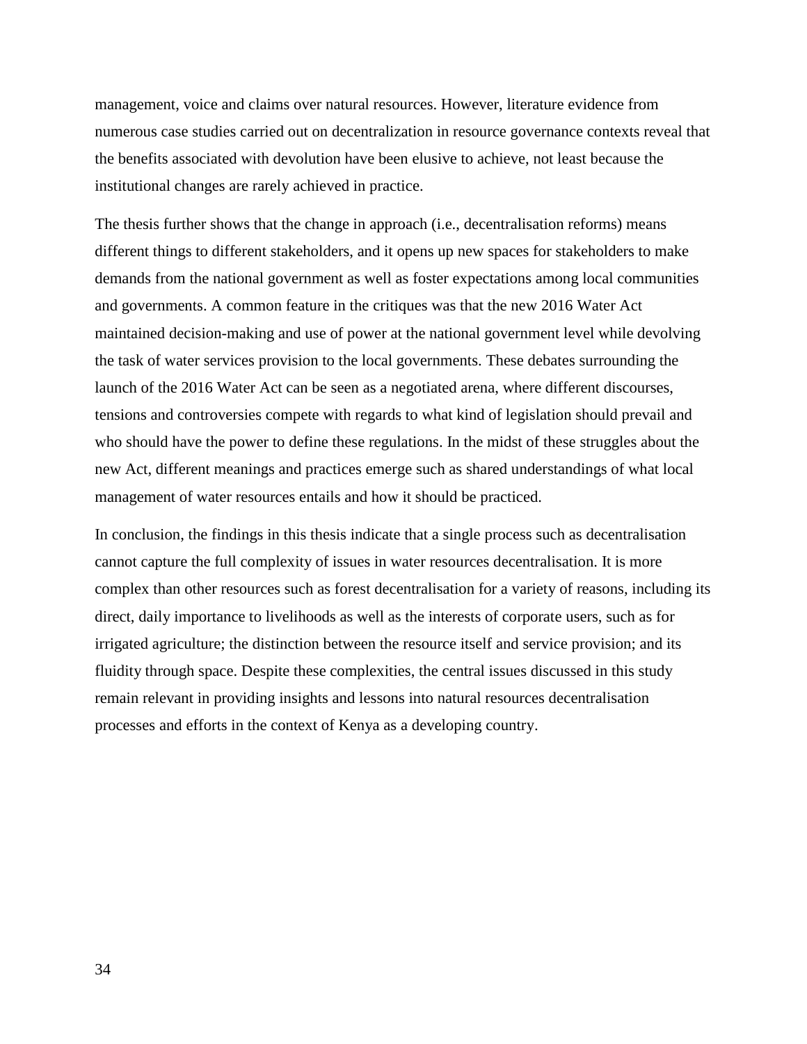management, voice and claims over natural resources. However, literature evidence from numerous case studies carried out on decentralization in resource governance contexts reveal that the benefits associated with devolution have been elusive to achieve, not least because the institutional changes are rarely achieved in practice.

The thesis further shows that the change in approach (i.e., decentralisation reforms) means different things to different stakeholders, and it opens up new spaces for stakeholders to make demands from the national government as well as foster expectations among local communities and governments. A common feature in the critiques was that the new 2016 Water Act maintained decision-making and use of power at the national government level while devolving the task of water services provision to the local governments. These debates surrounding the launch of the 2016 Water Act can be seen as a negotiated arena, where different discourses, tensions and controversies compete with regards to what kind of legislation should prevail and who should have the power to define these regulations. In the midst of these struggles about the new Act, different meanings and practices emerge such as shared understandings of what local management of water resources entails and how it should be practiced.

In conclusion, the findings in this thesis indicate that a single process such as decentralisation cannot capture the full complexity of issues in water resources decentralisation. It is more complex than other resources such as forest decentralisation for a variety of reasons, including its direct, daily importance to livelihoods as well as the interests of corporate users, such as for irrigated agriculture; the distinction between the resource itself and service provision; and its fluidity through space. Despite these complexities, the central issues discussed in this study remain relevant in providing insights and lessons into natural resources decentralisation processes and efforts in the context of Kenya as a developing country.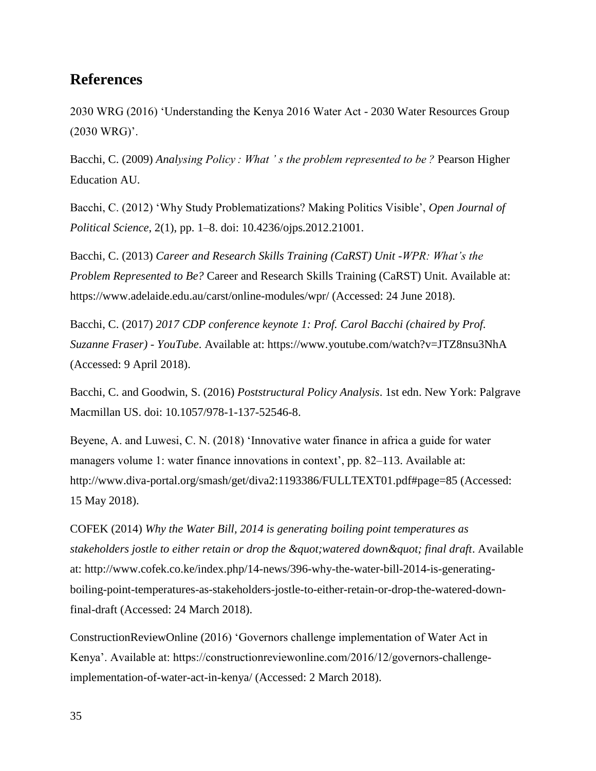## References

2030 WRG (2016) 'Understanding the Kenya 2016 Water Act - 2030 Water Resources Group (2030 WRG)'.

Bacchi, C. (2009) *Analysing Policy : What ' s the problem represented to be ?* Pearson Higher Education AU.

Bacchi, C. (2012) 'Why Study Problematizations? Making Politics Visible', *Open Journal of Political Science*, 2(1), pp. 1–8. doi: 10.4236/ojps.2012.21001.

Bacchi, C. (2013) *Career and Research Skills Training (CaRST) Unit -WPR: What's the Problem Represented to Be?* Career and Research Skills Training (CaRST) Unit. Available at: https://www.adelaide.edu.au/carst/online-modules/wpr/ (Accessed: 24 June 2018).

Bacchi, C. (2017) *2017 CDP conference keynote 1: Prof. Carol Bacchi (chaired by Prof. Suzanne Fraser) - YouTube*. Available at: https://www.youtube.com/watch?v=JTZ8nsu3NhA (Accessed: 9 April 2018).

Bacchi, C. and Goodwin, S. (2016) *Poststructural Policy Analysis*. 1st edn. New York: Palgrave Macmillan US. doi: 10.1057/978-1-137-52546-8.

Beyene, A. and Luwesi, C. N. (2018) 'Innovative water finance in africa a guide for water managers volume 1: water finance innovations in context', pp. 82–113. Available at: http://www.diva-portal.org/smash/get/diva2:1193386/FULLTEXT01.pdf#page=85 (Accessed: 15 May 2018).

COFEK (2014) *Why the Water Bill, 2014 is generating boiling point temperatures as stakeholders jostle to either retain or drop the &quot;watered down&quot; final draft*. Available at: http://www.cofek.co.ke/index.php/14-news/396-why-the-water-bill-2014-is-generating-boiling-point-temperatures-as-stakeholders-jostle-to-either-retain-or-drop-the-watered-down-final-draft (Accessed: 24 March 2018).

ConstructionReviewOnline (2016) 'Governors challenge implementation of Water Act in Kenya'. Available at: https://constructionreviewonline.com/2016/12/governors-challenge-implementation-of-water-act-in-kenya/ (Accessed: 2 March 2018).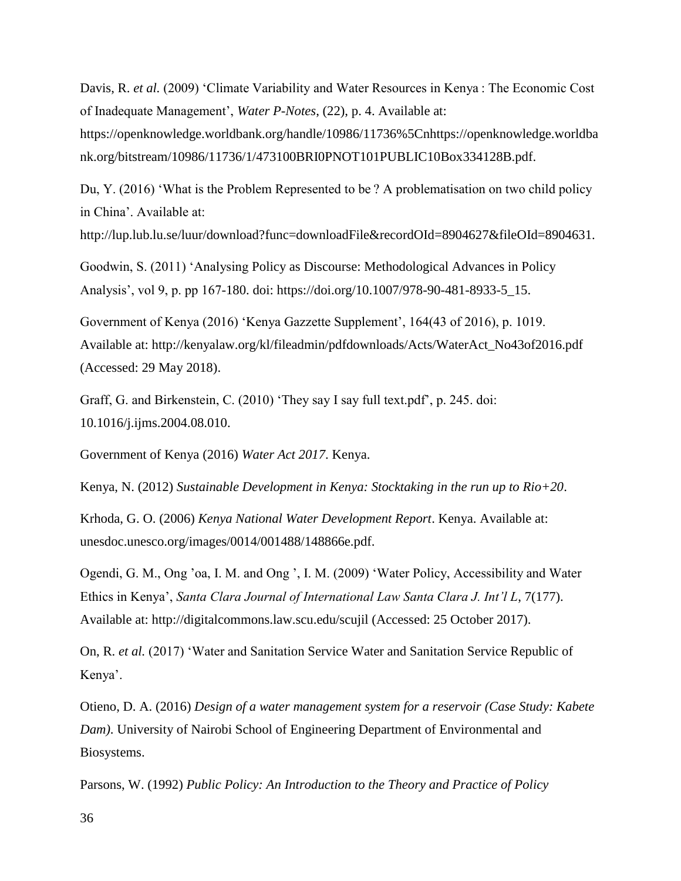Davis, R. *et al.* (2009) 'Climate Variability and Water Resources in Kenya : The Economic Cost of Inadequate Management', *Water P-Notes*, (22), p. 4. Available at: https://openknowledge.worldbank.org/handle/10986/11736%5Cnhttps://openknowledge.worldbank.org/bitstream/10986/11736/1/473100BRI0PNOT101PUBLIC10Box334128B.pdf.

Du, Y. (2016) 'What is the Problem Represented to be ? A problematisation on two child policy in China'. Available at: http://lup.lub.lu.se/luur/download?func=downloadFile&recordOId=8904627&fileOId=8904631.

Goodwin, S. (2011) 'Analysing Policy as Discourse: Methodological Advances in Policy Analysis', vol 9, p. pp 167-180. doi: https://doi.org/10.1007/978-90-481-8933-5_15.

Government of Kenya (2016) 'Kenya Gazzette Supplement', 164(43 of 2016), p. 1019. Available at: http://kenyalaw.org/kl/fileadmin/pdfdownloads/Acts/WaterAct_No43of2016.pdf (Accessed: 29 May 2018).

Graff, G. and Birkenstein, C. (2010) 'They say I say full text.pdf', p. 245. doi: 10.1016/j.ijms.2004.08.010.

Government of Kenya (2016) *Water Act 2017*. Kenya.

Kenya, N. (2012) *Sustainable Development in Kenya: Stocktaking in the run up to Rio+20*.

Krhoda, G. O. (2006) *Kenya National Water Development Report*. Kenya. Available at: unesdoc.unesco.org/images/0014/001488/148866e.pdf.

Ogendi, G. M., Ong 'oa, I. M. and Ong ', I. M. (2009) 'Water Policy, Accessibility and Water Ethics in Kenya', *Santa Clara Journal of International Law Santa Clara J. Int'l L*, 7(177). Available at: http://digitalcommons.law.scu.edu/scujil (Accessed: 25 October 2017).

On, R. *et al.* (2017) 'Water and Sanitation Service Water and Sanitation Service Republic of Kenya'.

Otieno, D. A. (2016) *Design of a water management system for a reservoir (Case Study: Kabete Dam)*. University of Nairobi School of Engineering Department of Environmental and Biosystems.

Parsons, W. (1992) *Public Policy: An Introduction to the Theory and Practice of Policy*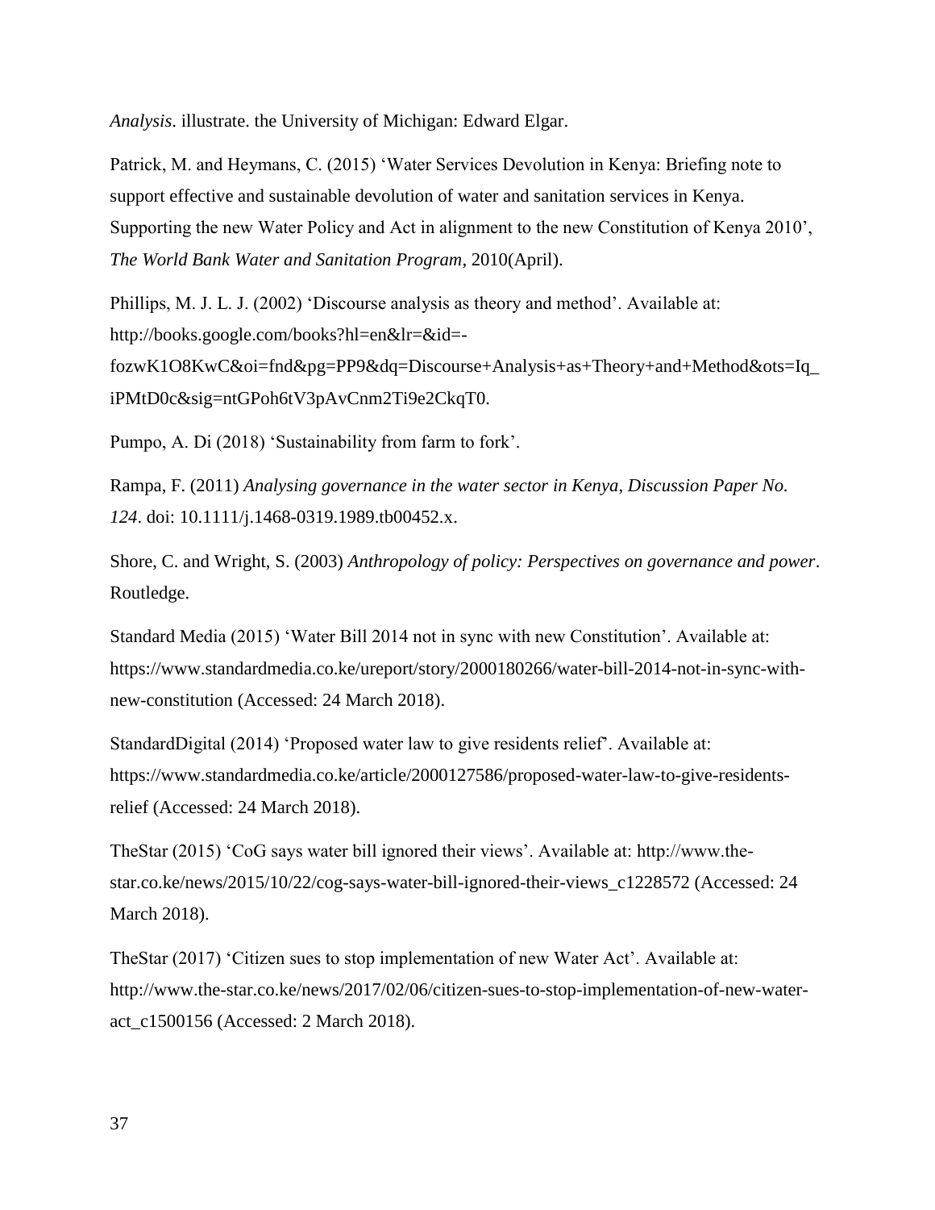*Analysis*. illustrate. the University of Michigan: Edward Elgar.

Patrick, M. and Heymans, C. (2015) 'Water Services Devolution in Kenya: Briefing note to support effective and sustainable devolution of water and sanitation services in Kenya. Supporting the new Water Policy and Act in alignment to the new Constitution of Kenya 2010', *The World Bank Water and Sanitation Program*, 2010(April).

Phillips, M. J. L. J. (2002) 'Discourse analysis as theory and method'. Available at: http://books.google.com/books?hl=en&lr=&id=-fozwK1O8KwC&oi=fnd&pg=PP9&dq=Discourse+Analysis+as+Theory+and+Method&ots=Iq_iPMtD0c&sig=ntGPoh6tV3pAvCnm2Ti9e2CkqT0.

Pumpo, A. Di (2018) 'Sustainability from farm to fork'.

Rampa, F. (2011) *Analysing governance in the water sector in Kenya, Discussion Paper No. 124*. doi: 10.1111/j.1468-0319.1989.tb00452.x.

Shore, C. and Wright, S. (2003) *Anthropology of policy: Perspectives on governance and power*. Routledge.

Standard Media (2015) 'Water Bill 2014 not in sync with new Constitution'. Available at: https://www.standardmedia.co.ke/ureport/story/2000180266/water-bill-2014-not-in-sync-with-new-constitution (Accessed: 24 March 2018).

StandardDigital (2014) 'Proposed water law to give residents relief'. Available at: https://www.standardmedia.co.ke/article/2000127586/proposed-water-law-to-give-residents-relief (Accessed: 24 March 2018).

TheStar (2015) 'CoG says water bill ignored their views'. Available at: http://www.the-star.co.ke/news/2015/10/22/cog-says-water-bill-ignored-their-views_c1228572 (Accessed: 24 March 2018).

TheStar (2017) 'Citizen sues to stop implementation of new Water Act'. Available at: http://www.the-star.co.ke/news/2017/02/06/citizen-sues-to-stop-implementation-of-new-water-act_c1500156 (Accessed: 2 March 2018).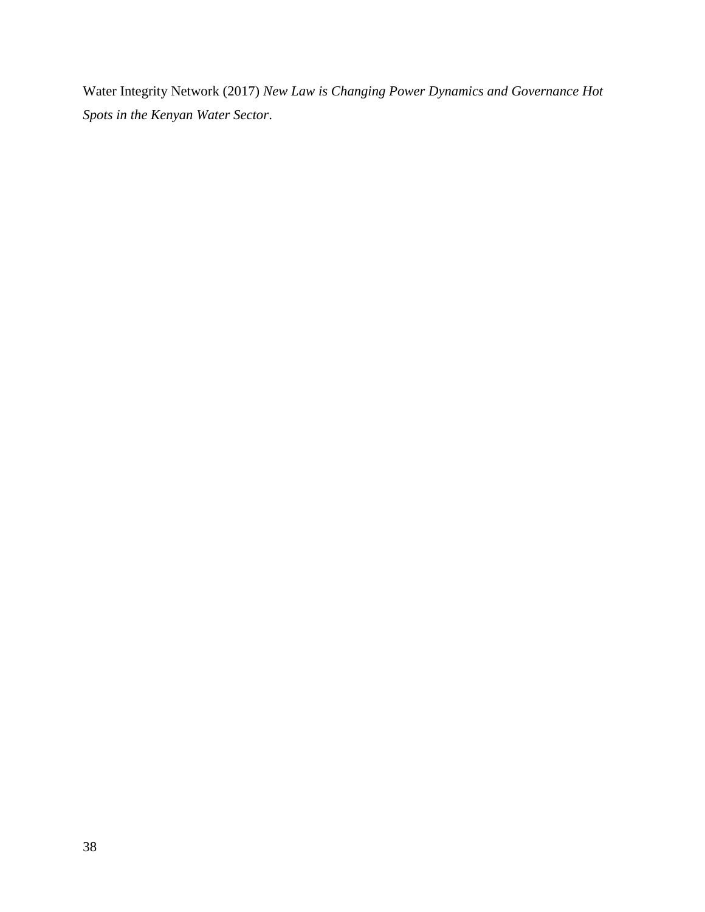Water Integrity Network (2017) *New Law is Changing Power Dynamics and Governance Hot Spots in the Kenyan Water Sector*.